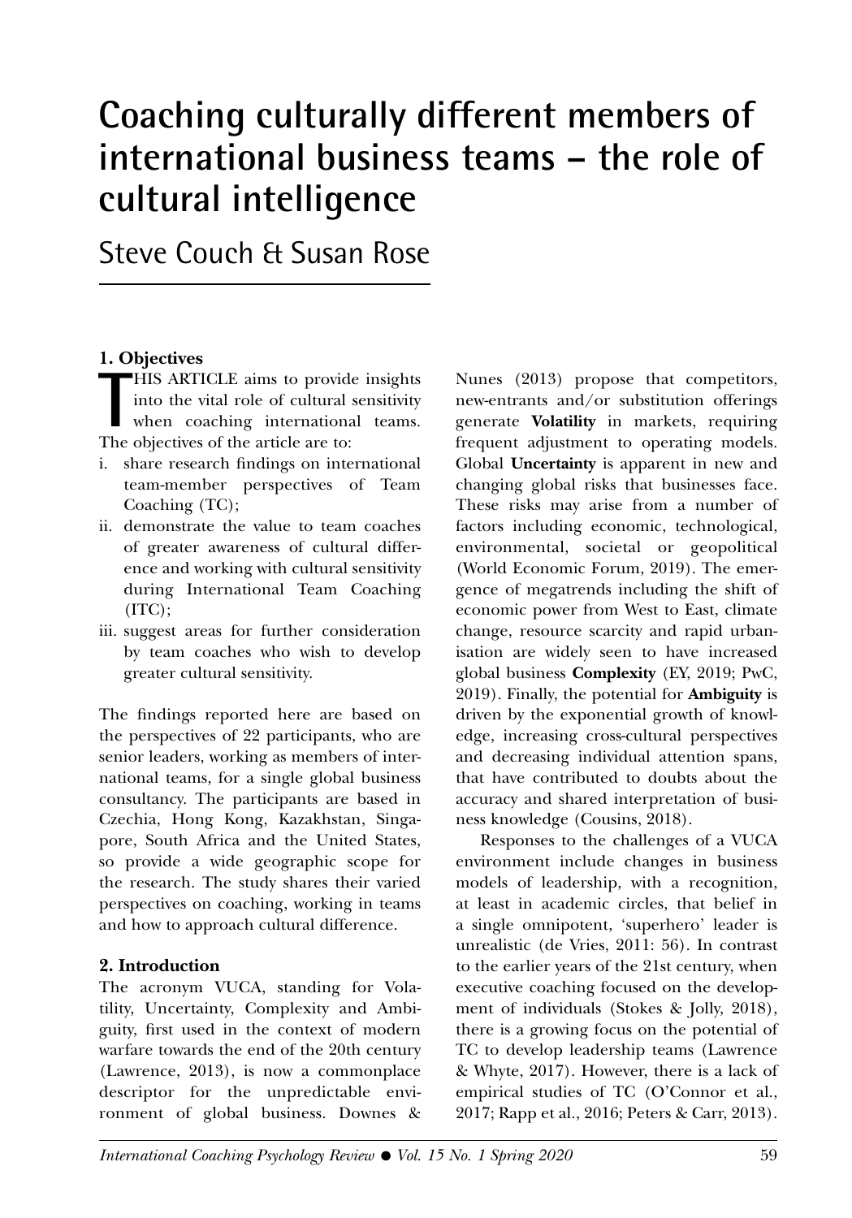# Coaching culturally different members of international business teams – the role of cultural intelligence

Steve Couch & Susan Rose

## 1. Objectives

THIS ARTICLE aims to provide insights into the vital role of cultural sensitivity when coaching international teams. The objectives of the article are to:

i. share research findings on international team-member perspectives of Team Coaching (TC);
ii. demonstrate the value to team coaches of greater awareness of cultural difference and working with cultural sensitivity during International Team Coaching (ITC);
iii. suggest areas for further consideration by team coaches who wish to develop greater cultural sensitivity.

The findings reported here are based on the perspectives of 22 participants, who are senior leaders, working as members of international teams, for a single global business consultancy. The participants are based in Czechia, Hong Kong, Kazakhstan, Singapore, South Africa and the United States, so provide a wide geographic scope for the research. The study shares their varied perspectives on coaching, working in teams and how to approach cultural difference.

## 2. Introduction

The acronym VUCA, standing for Volatility, Uncertainty, Complexity and Ambiguity, first used in the context of modern warfare towards the end of the 20th century (Lawrence, 2013), is now a commonplace descriptor for the unpredictable environment of global business. Downes & Nunes (2013) propose that competitors, new-entrants and/or substitution offerings generate **Volatility** in markets, requiring frequent adjustment to operating models. Global **Uncertainty** is apparent in new and changing global risks that businesses face. These risks may arise from a number of factors including economic, technological, environmental, societal or geopolitical (World Economic Forum, 2019). The emergence of megatrends including the shift of economic power from West to East, climate change, resource scarcity and rapid urbanisation are widely seen to have increased global business **Complexity** (EY, 2019; PwC, 2019). Finally, the potential for **Ambiguity** is driven by the exponential growth of knowledge, increasing cross-cultural perspectives and decreasing individual attention spans, that have contributed to doubts about the accuracy and shared interpretation of business knowledge (Cousins, 2018).

Responses to the challenges of a VUCA environment include changes in business models of leadership, with a recognition, at least in academic circles, that belief in a single omnipotent, 'superhero' leader is unrealistic (de Vries, 2011: 56). In contrast to the earlier years of the 21st century, when executive coaching focused on the development of individuals (Stokes & Jolly, 2018), there is a growing focus on the potential of TC to develop leadership teams (Lawrence & Whyte, 2017). However, there is a lack of empirical studies of TC (O'Connor et al., 2017; Rapp et al., 2016; Peters & Carr, 2013).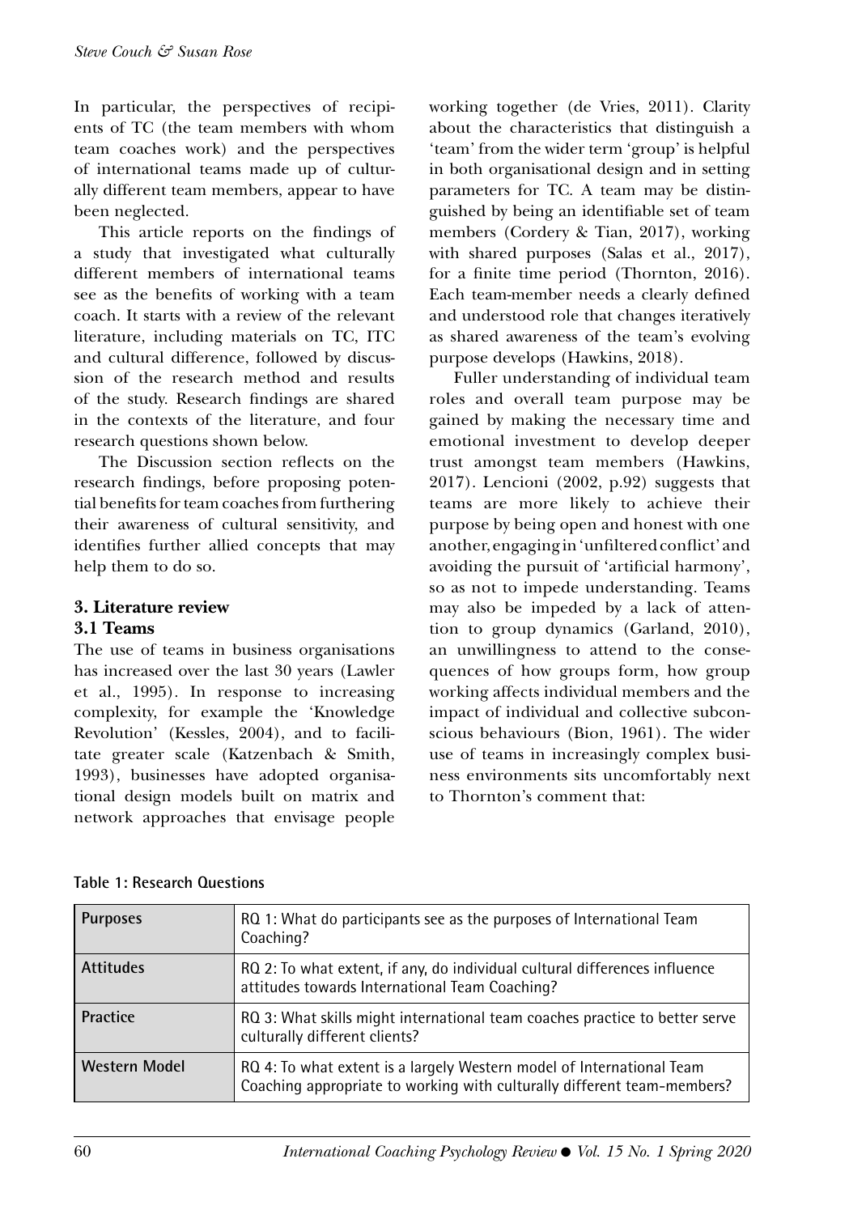In particular, the perspectives of recipients of TC (the team members with whom team coaches work) and the perspectives of international teams made up of culturally different team members, appear to have been neglected.

This article reports on the findings of a study that investigated what culturally different members of international teams see as the benefits of working with a team coach. It starts with a review of the relevant literature, including materials on TC, ITC and cultural difference, followed by discussion of the research method and results of the study. Research findings are shared in the contexts of the literature, and four research questions shown below.

The Discussion section reflects on the research findings, before proposing potential benefits for team coaches from furthering their awareness of cultural sensitivity, and identifies further allied concepts that may help them to do so.

## 3. Literature review

### 3.1 Teams

The use of teams in business organisations has increased over the last 30 years (Lawler et al., 1995). In response to increasing complexity, for example the 'Knowledge Revolution' (Kessles, 2004), and to facilitate greater scale (Katzenbach & Smith, 1993), businesses have adopted organisational design models built on matrix and network approaches that envisage people working together (de Vries, 2011). Clarity about the characteristics that distinguish a 'team' from the wider term 'group' is helpful in both organisational design and in setting parameters for TC. A team may be distinguished by being an identifiable set of team members (Cordery & Tian, 2017), working with shared purposes (Salas et al., 2017), for a finite time period (Thornton, 2016). Each team-member needs a clearly defined and understood role that changes iteratively as shared awareness of the team's evolving purpose develops (Hawkins, 2018).

Fuller understanding of individual team roles and overall team purpose may be gained by making the necessary time and emotional investment to develop deeper trust amongst team members (Hawkins, 2017). Lencioni (2002, p.92) suggests that teams are more likely to achieve their purpose by being open and honest with one another, engaging in 'unfiltered conflict' and avoiding the pursuit of 'artificial harmony', so as not to impede understanding. Teams may also be impeded by a lack of attention to group dynamics (Garland, 2010), an unwillingness to attend to the consequences of how groups form, how group working affects individual members and the impact of individual and collective subconscious behaviours (Bion, 1961). The wider use of teams in increasingly complex business environments sits uncomfortably next to Thornton's comment that:

**Table 1: Research Questions**

| | |
|---|---|
| **Purposes** | RQ 1: What do participants see as the purposes of International Team Coaching? |
| **Attitudes** | RQ 2: To what extent, if any, do individual cultural differences influence attitudes towards International Team Coaching? |
| **Practice** | RQ 3: What skills might international team coaches practice to better serve culturally different clients? |
| **Western Model** | RQ 4: To what extent is a largely Western model of International Team Coaching appropriate to working with culturally different team-members? |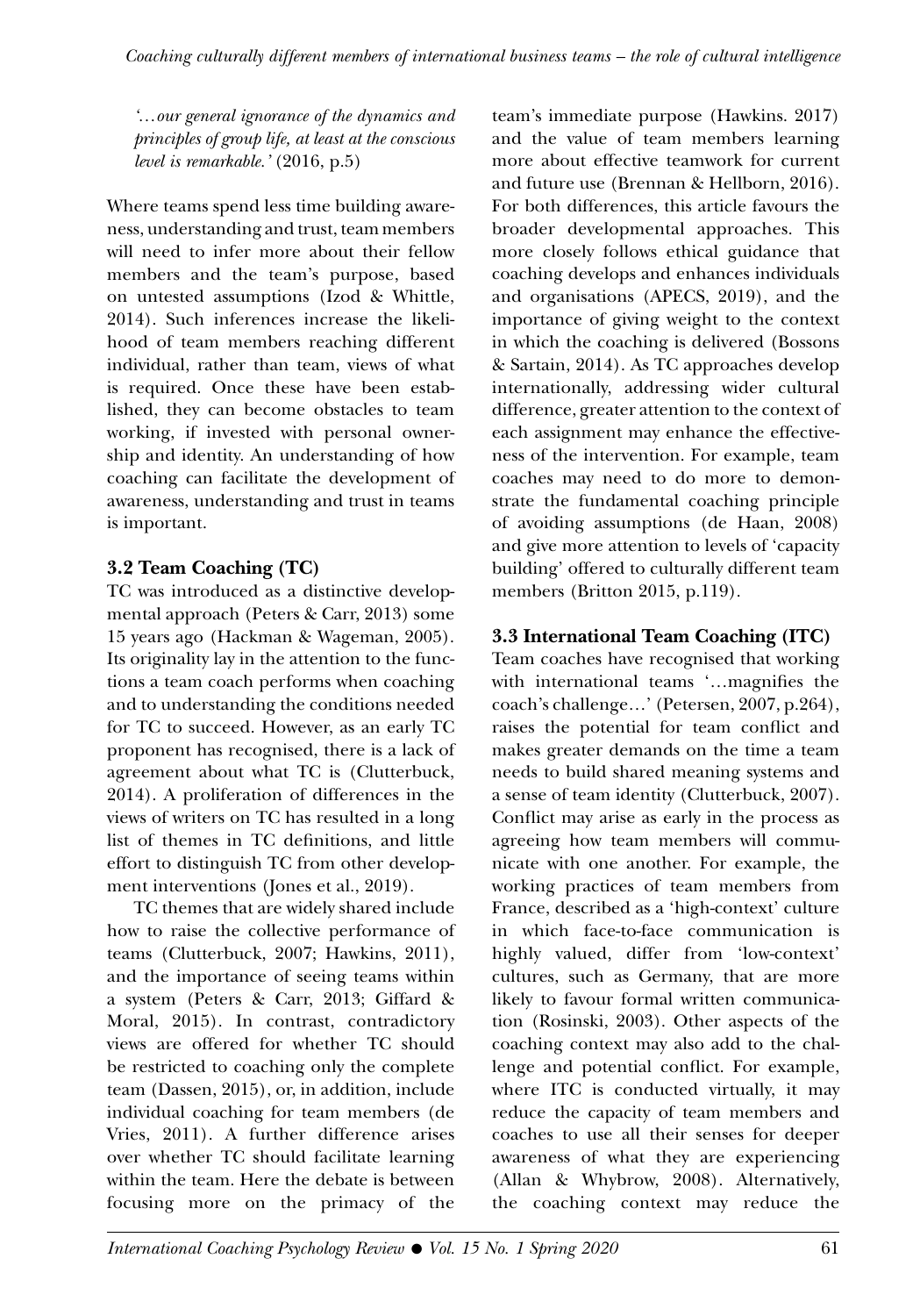*'…our general ignorance of the dynamics and principles of group life, at least at the conscious level is remarkable.'* (2016, p.5)

Where teams spend less time building awareness, understanding and trust, team members will need to infer more about their fellow members and the team's purpose, based on untested assumptions (Izod & Whittle, 2014). Such inferences increase the likelihood of team members reaching different individual, rather than team, views of what is required. Once these have been established, they can become obstacles to team working, if invested with personal ownership and identity. An understanding of how coaching can facilitate the development of awareness, understanding and trust in teams is important.

### 3.2 Team Coaching (TC)

TC was introduced as a distinctive developmental approach (Peters & Carr, 2013) some 15 years ago (Hackman & Wageman, 2005). Its originality lay in the attention to the functions a team coach performs when coaching and to understanding the conditions needed for TC to succeed. However, as an early TC proponent has recognised, there is a lack of agreement about what TC is (Clutterbuck, 2014). A proliferation of differences in the views of writers on TC has resulted in a long list of themes in TC definitions, and little effort to distinguish TC from other development interventions (Jones et al., 2019).

TC themes that are widely shared include how to raise the collective performance of teams (Clutterbuck, 2007; Hawkins, 2011), and the importance of seeing teams within a system (Peters & Carr, 2013; Giffard & Moral, 2015). In contrast, contradictory views are offered for whether TC should be restricted to coaching only the complete team (Dassen, 2015), or, in addition, include individual coaching for team members (de Vries, 2011). A further difference arises over whether TC should facilitate learning within the team. Here the debate is between focusing more on the primacy of the team's immediate purpose (Hawkins. 2017) and the value of team members learning more about effective teamwork for current and future use (Brennan & Hellborn, 2016). For both differences, this article favours the broader developmental approaches. This more closely follows ethical guidance that coaching develops and enhances individuals and organisations (APECS, 2019), and the importance of giving weight to the context in which the coaching is delivered (Bossons & Sartain, 2014). As TC approaches develop internationally, addressing wider cultural difference, greater attention to the context of each assignment may enhance the effectiveness of the intervention. For example, team coaches may need to do more to demonstrate the fundamental coaching principle of avoiding assumptions (de Haan, 2008) and give more attention to levels of 'capacity building' offered to culturally different team members (Britton 2015, p.119).

### 3.3 International Team Coaching (ITC)

Team coaches have recognised that working with international teams '…magnifies the coach's challenge…' (Petersen, 2007, p.264), raises the potential for team conflict and makes greater demands on the time a team needs to build shared meaning systems and a sense of team identity (Clutterbuck, 2007). Conflict may arise as early in the process as agreeing how team members will communicate with one another. For example, the working practices of team members from France, described as a 'high-context' culture in which face-to-face communication is highly valued, differ from 'low-context' cultures, such as Germany, that are more likely to favour formal written communication (Rosinski, 2003). Other aspects of the coaching context may also add to the challenge and potential conflict. For example, where ITC is conducted virtually, it may reduce the capacity of team members and coaches to use all their senses for deeper awareness of what they are experiencing (Allan & Whybrow, 2008). Alternatively, the coaching context may reduce the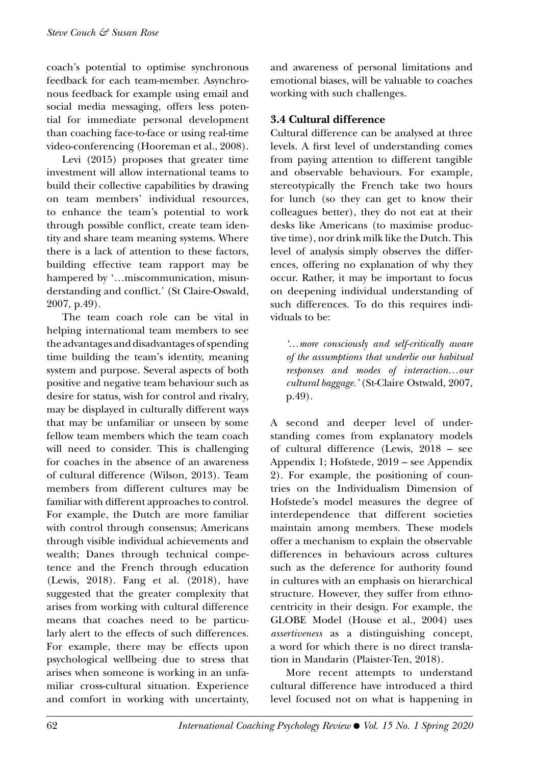coach's potential to optimise synchronous feedback for each team-member. Asynchronous feedback for example using email and social media messaging, offers less potential for immediate personal development than coaching face-to-face or using real-time video-conferencing (Hooreman et al., 2008).

Levi (2015) proposes that greater time investment will allow international teams to build their collective capabilities by drawing on team members' individual resources, to enhance the team's potential to work through possible conflict, create team identity and share team meaning systems. Where there is a lack of attention to these factors, building effective team rapport may be hampered by '…miscommunication, misunderstanding and conflict.' (St Claire-Oswald, 2007, p.49).

The team coach role can be vital in helping international team members to see the advantages and disadvantages of spending time building the team's identity, meaning system and purpose. Several aspects of both positive and negative team behaviour such as desire for status, wish for control and rivalry, may be displayed in culturally different ways that may be unfamiliar or unseen by some fellow team members which the team coach will need to consider. This is challenging for coaches in the absence of an awareness of cultural difference (Wilson, 2013). Team members from different cultures may be familiar with different approaches to control. For example, the Dutch are more familiar with control through consensus; Americans through visible individual achievements and wealth; Danes through technical competence and the French through education (Lewis, 2018). Fang et al. (2018), have suggested that the greater complexity that arises from working with cultural difference means that coaches need to be particularly alert to the effects of such differences. For example, there may be effects upon psychological wellbeing due to stress that arises when someone is working in an unfamiliar cross-cultural situation. Experience and comfort in working with uncertainty, and awareness of personal limitations and emotional biases, will be valuable to coaches working with such challenges.

### 3.4 Cultural difference

Cultural difference can be analysed at three levels. A first level of understanding comes from paying attention to different tangible and observable behaviours. For example, stereotypically the French take two hours for lunch (so they can get to know their colleagues better), they do not eat at their desks like Americans (to maximise productive time), nor drink milk like the Dutch. This level of analysis simply observes the differences, offering no explanation of why they occur. Rather, it may be important to focus on deepening individual understanding of such differences. To do this requires individuals to be:

> *'…more consciously and self-critically aware of the assumptions that underlie our habitual responses and modes of interaction…our cultural baggage.'* (St-Claire Ostwald, 2007, p.49).

A second and deeper level of understanding comes from explanatory models of cultural difference (Lewis, 2018 – see Appendix 1; Hofstede, 2019 – see Appendix 2). For example, the positioning of countries on the Individualism Dimension of Hofstede's model measures the degree of interdependence that different societies maintain among members. These models offer a mechanism to explain the observable differences in behaviours across cultures such as the deference for authority found in cultures with an emphasis on hierarchical structure. However, they suffer from ethnocentricity in their design. For example, the GLOBE Model (House et al., 2004) uses *assertiveness* as a distinguishing concept, a word for which there is no direct translation in Mandarin (Plaister-Ten, 2018).

More recent attempts to understand cultural difference have introduced a third level focused not on what is happening in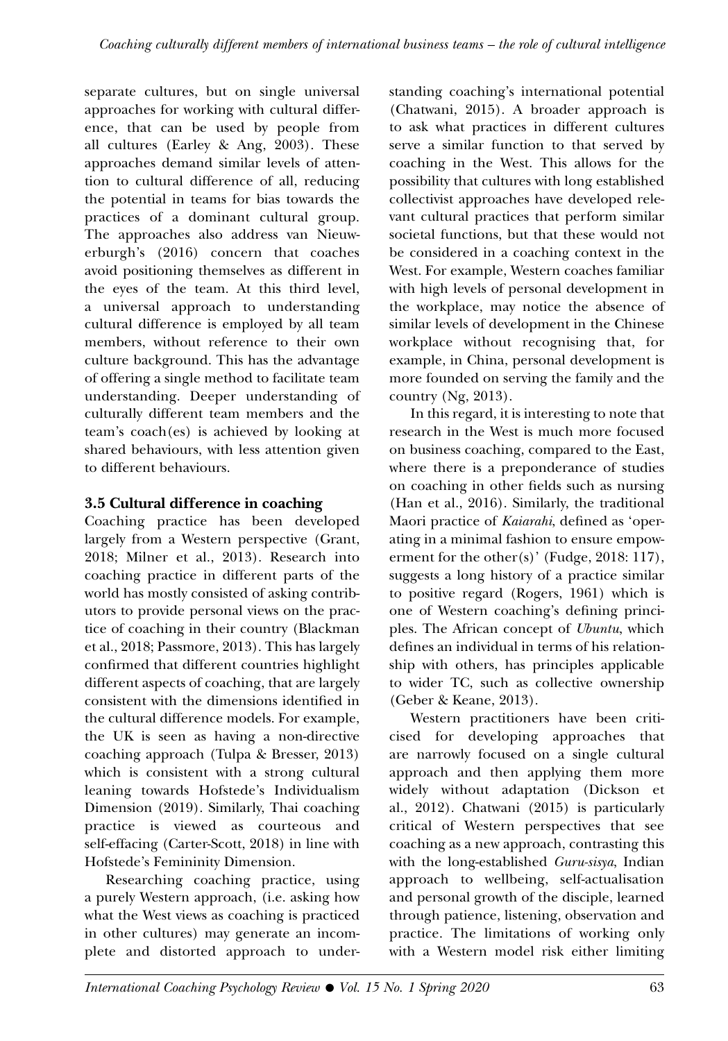separate cultures, but on single universal approaches for working with cultural difference, that can be used by people from all cultures (Earley & Ang, 2003). These approaches demand similar levels of attention to cultural difference of all, reducing the potential in teams for bias towards the practices of a dominant cultural group. The approaches also address van Nieuwerburgh's (2016) concern that coaches avoid positioning themselves as different in the eyes of the team. At this third level, a universal approach to understanding cultural difference is employed by all team members, without reference to their own culture background. This has the advantage of offering a single method to facilitate team understanding. Deeper understanding of culturally different team members and the team's coach(es) is achieved by looking at shared behaviours, with less attention given to different behaviours.

### 3.5 Cultural difference in coaching

Coaching practice has been developed largely from a Western perspective (Grant, 2018; Milner et al., 2013). Research into coaching practice in different parts of the world has mostly consisted of asking contributors to provide personal views on the practice of coaching in their country (Blackman et al., 2018; Passmore, 2013). This has largely confirmed that different countries highlight different aspects of coaching, that are largely consistent with the dimensions identified in the cultural difference models. For example, the UK is seen as having a non-directive coaching approach (Tulpa & Bresser, 2013) which is consistent with a strong cultural leaning towards Hofstede's Individualism Dimension (2019). Similarly, Thai coaching practice is viewed as courteous and self-effacing (Carter-Scott, 2018) in line with Hofstede's Femininity Dimension.

Researching coaching practice, using a purely Western approach, (i.e. asking how what the West views as coaching is practiced in other cultures) may generate an incomplete and distorted approach to understanding coaching's international potential (Chatwani, 2015). A broader approach is to ask what practices in different cultures serve a similar function to that served by coaching in the West. This allows for the possibility that cultures with long established collectivist approaches have developed relevant cultural practices that perform similar societal functions, but that these would not be considered in a coaching context in the West. For example, Western coaches familiar with high levels of personal development in the workplace, may notice the absence of similar levels of development in the Chinese workplace without recognising that, for example, in China, personal development is more founded on serving the family and the country (Ng, 2013).

In this regard, it is interesting to note that research in the West is much more focused on business coaching, compared to the East, where there is a preponderance of studies on coaching in other fields such as nursing (Han et al., 2016). Similarly, the traditional Maori practice of *Kaiarahi*, defined as 'operating in a minimal fashion to ensure empowerment for the other(s)' (Fudge, 2018: 117), suggests a long history of a practice similar to positive regard (Rogers, 1961) which is one of Western coaching's defining principles. The African concept of *Ubuntu*, which defines an individual in terms of his relationship with others, has principles applicable to wider TC, such as collective ownership (Geber & Keane, 2013).

Western practitioners have been criticised for developing approaches that are narrowly focused on a single cultural approach and then applying them more widely without adaptation (Dickson et al., 2012). Chatwani (2015) is particularly critical of Western perspectives that see coaching as a new approach, contrasting this with the long-established *Guru-sisya*, Indian approach to wellbeing, self-actualisation and personal growth of the disciple, learned through patience, listening, observation and practice. The limitations of working only with a Western model risk either limiting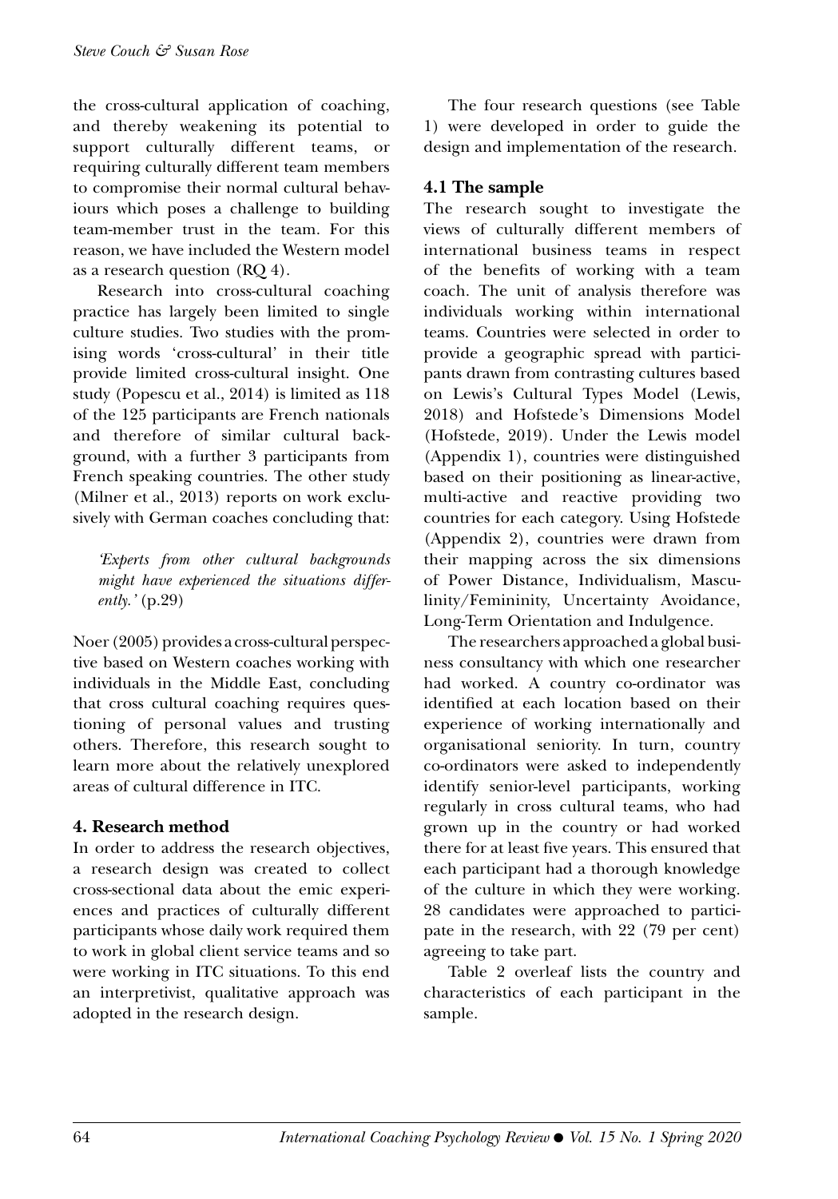the cross-cultural application of coaching, and thereby weakening its potential to support culturally different teams, or requiring culturally different team members to compromise their normal cultural behaviours which poses a challenge to building team-member trust in the team. For this reason, we have included the Western model as a research question (RQ 4).

Research into cross-cultural coaching practice has largely been limited to single culture studies. Two studies with the promising words 'cross-cultural' in their title provide limited cross-cultural insight. One study (Popescu et al., 2014) is limited as 118 of the 125 participants are French nationals and therefore of similar cultural background, with a further 3 participants from French speaking countries. The other study (Milner et al., 2013) reports on work exclusively with German coaches concluding that:

> *'Experts from other cultural backgrounds might have experienced the situations differently.'* (p.29)

Noer (2005) provides a cross-cultural perspective based on Western coaches working with individuals in the Middle East, concluding that cross cultural coaching requires questioning of personal values and trusting others. Therefore, this research sought to learn more about the relatively unexplored areas of cultural difference in ITC.

## 4. Research method

In order to address the research objectives, a research design was created to collect cross-sectional data about the emic experiences and practices of culturally different participants whose daily work required them to work in global client service teams and so were working in ITC situations. To this end an interpretivist, qualitative approach was adopted in the research design.

The four research questions (see Table 1) were developed in order to guide the design and implementation of the research.

### 4.1 The sample

The research sought to investigate the views of culturally different members of international business teams in respect of the benefits of working with a team coach. The unit of analysis therefore was individuals working within international teams. Countries were selected in order to provide a geographic spread with participants drawn from contrasting cultures based on Lewis's Cultural Types Model (Lewis, 2018) and Hofstede's Dimensions Model (Hofstede, 2019). Under the Lewis model (Appendix 1), countries were distinguished based on their positioning as linear-active, multi-active and reactive providing two countries for each category. Using Hofstede (Appendix 2), countries were drawn from their mapping across the six dimensions of Power Distance, Individualism, Masculinity/Femininity, Uncertainty Avoidance, Long-Term Orientation and Indulgence.

The researchers approached a global business consultancy with which one researcher had worked. A country co-ordinator was identified at each location based on their experience of working internationally and organisational seniority. In turn, country co-ordinators were asked to independently identify senior-level participants, working regularly in cross cultural teams, who had grown up in the country or had worked there for at least five years. This ensured that each participant had a thorough knowledge of the culture in which they were working. 28 candidates were approached to participate in the research, with 22 (79 per cent) agreeing to take part.

Table 2 overleaf lists the country and characteristics of each participant in the sample.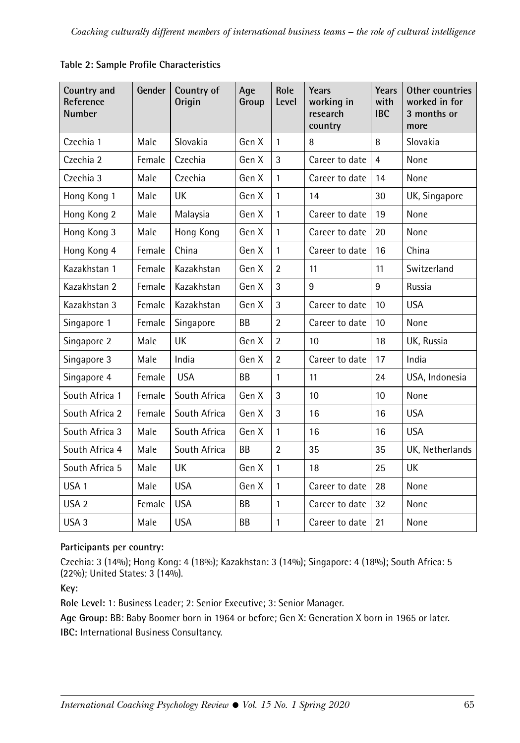**Table 2: Sample Profile Characteristics**

| Country and Reference Number | Gender | Country of Origin | Age Group | Role Level | Years working in research country | Years with IBC | Other countries worked in for 3 months or more |
|---|---|---|---|---|---|---|---|
| Czechia 1 | Male | Slovakia | Gen X | 1 | 8 | 8 | Slovakia |
| Czechia 2 | Female | Czechia | Gen X | 3 | Career to date | 4 | None |
| Czechia 3 | Male | Czechia | Gen X | 1 | Career to date | 14 | None |
| Hong Kong 1 | Male | UK | Gen X | 1 | 14 | 30 | UK, Singapore |
| Hong Kong 2 | Male | Malaysia | Gen X | 1 | Career to date | 19 | None |
| Hong Kong 3 | Male | Hong Kong | Gen X | 1 | Career to date | 20 | None |
| Hong Kong 4 | Female | China | Gen X | 1 | Career to date | 16 | China |
| Kazakhstan 1 | Female | Kazakhstan | Gen X | 2 | 11 | 11 | Switzerland |
| Kazakhstan 2 | Female | Kazakhstan | Gen X | 3 | 9 | 9 | Russia |
| Kazakhstan 3 | Female | Kazakhstan | Gen X | 3 | Career to date | 10 | USA |
| Singapore 1 | Female | Singapore | BB | 2 | Career to date | 10 | None |
| Singapore 2 | Male | UK | Gen X | 2 | 10 | 18 | UK, Russia |
| Singapore 3 | Male | India | Gen X | 2 | Career to date | 17 | India |
| Singapore 4 | Female | USA | BB | 1 | 11 | 24 | USA, Indonesia |
| South Africa 1 | Female | South Africa | Gen X | 3 | 10 | 10 | None |
| South Africa 2 | Female | South Africa | Gen X | 3 | 16 | 16 | USA |
| South Africa 3 | Male | South Africa | Gen X | 1 | 16 | 16 | USA |
| South Africa 4 | Male | South Africa | BB | 2 | 35 | 35 | UK, Netherlands |
| South Africa 5 | Male | UK | Gen X | 1 | 18 | 25 | UK |
| USA 1 | Male | USA | Gen X | 1 | Career to date | 28 | None |
| USA 2 | Female | USA | BB | 1 | Career to date | 32 | None |
| USA 3 | Male | USA | BB | 1 | Career to date | 21 | None |

**Participants per country:**

Czechia: 3 (14%); Hong Kong: 4 (18%); Kazakhstan: 3 (14%); Singapore: 4 (18%); South Africa: 5 (22%); United States: 3 (14%).

**Key:**

**Role Level:** 1: Business Leader; 2: Senior Executive; 3: Senior Manager.

**Age Group:** BB: Baby Boomer born in 1964 or before; Gen X: Generation X born in 1965 or later.

**IBC:** International Business Consultancy.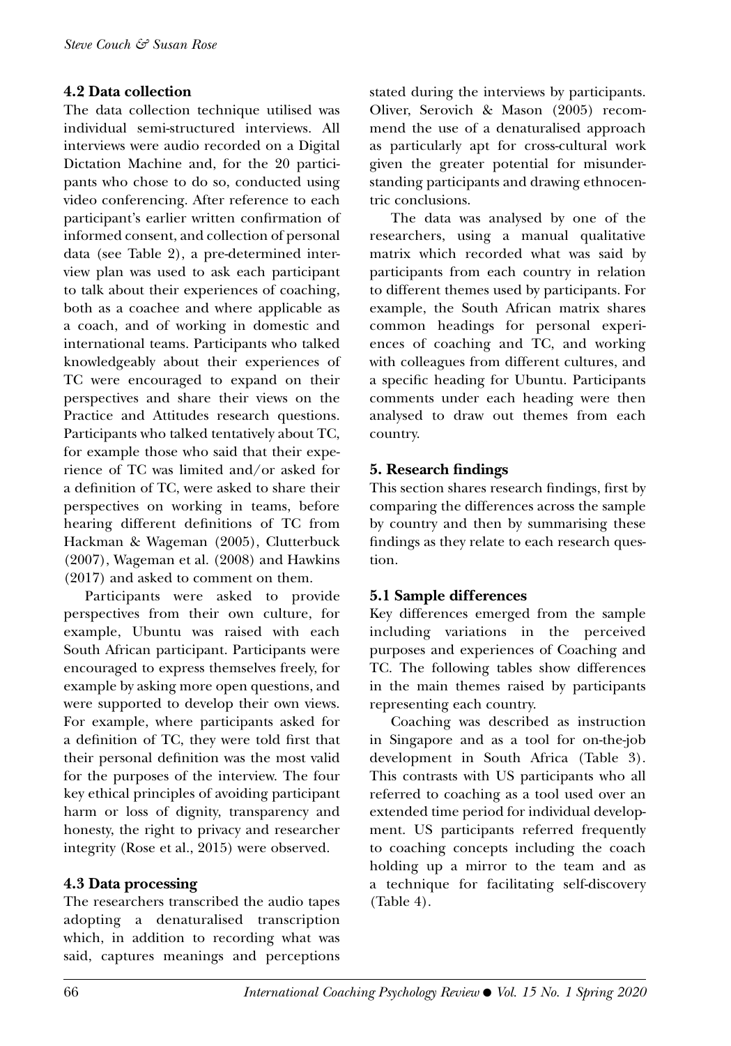### 4.2 Data collection

The data collection technique utilised was individual semi-structured interviews. All interviews were audio recorded on a Digital Dictation Machine and, for the 20 participants who chose to do so, conducted using video conferencing. After reference to each participant's earlier written confirmation of informed consent, and collection of personal data (see Table 2), a pre-determined interview plan was used to ask each participant to talk about their experiences of coaching, both as a coachee and where applicable as a coach, and of working in domestic and international teams. Participants who talked knowledgeably about their experiences of TC were encouraged to expand on their perspectives and share their views on the Practice and Attitudes research questions. Participants who talked tentatively about TC, for example those who said that their experience of TC was limited and/or asked for a definition of TC, were asked to share their perspectives on working in teams, before hearing different definitions of TC from Hackman & Wageman (2005), Clutterbuck (2007), Wageman et al. (2008) and Hawkins (2017) and asked to comment on them.

Participants were asked to provide perspectives from their own culture, for example, Ubuntu was raised with each South African participant. Participants were encouraged to express themselves freely, for example by asking more open questions, and were supported to develop their own views. For example, where participants asked for a definition of TC, they were told first that their personal definition was the most valid for the purposes of the interview. The four key ethical principles of avoiding participant harm or loss of dignity, transparency and honesty, the right to privacy and researcher integrity (Rose et al., 2015) were observed.

### 4.3 Data processing

The researchers transcribed the audio tapes adopting a denaturalised transcription which, in addition to recording what was said, captures meanings and perceptions stated during the interviews by participants. Oliver, Serovich & Mason (2005) recommend the use of a denaturalised approach as particularly apt for cross-cultural work given the greater potential for misunderstanding participants and drawing ethnocentric conclusions.

The data was analysed by one of the researchers, using a manual qualitative matrix which recorded what was said by participants from each country in relation to different themes used by participants. For example, the South African matrix shares common headings for personal experiences of coaching and TC, and working with colleagues from different cultures, and a specific heading for Ubuntu. Participants comments under each heading were then analysed to draw out themes from each country.

## 5. Research findings

This section shares research findings, first by comparing the differences across the sample by country and then by summarising these findings as they relate to each research question.

### 5.1 Sample differences

Key differences emerged from the sample including variations in the perceived purposes and experiences of Coaching and TC. The following tables show differences in the main themes raised by participants representing each country.

Coaching was described as instruction in Singapore and as a tool for on-the-job development in South Africa (Table 3). This contrasts with US participants who all referred to coaching as a tool used over an extended time period for individual development. US participants referred frequently to coaching concepts including the coach holding up a mirror to the team and as a technique for facilitating self-discovery (Table 4).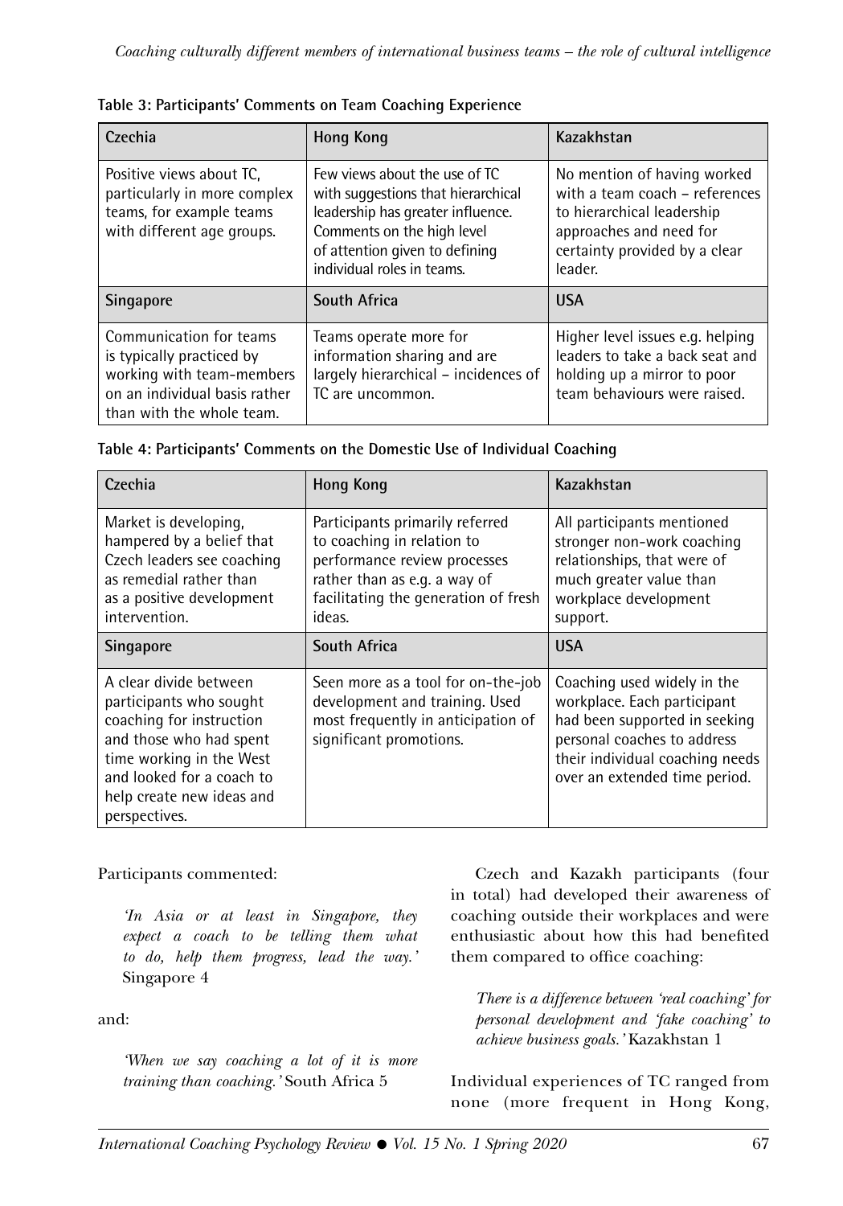**Table 3: Participants' Comments on Team Coaching Experience**

| Czechia | Hong Kong | Kazakhstan |
|---|---|---|
| Positive views about TC, particularly in more complex teams, for example teams with different age groups. | Few views about the use of TC with suggestions that hierarchical leadership has greater influence. Comments on the high level of attention given to defining individual roles in teams. | No mention of having worked with a team coach – references to hierarchical leadership approaches and need for certainty provided by a clear leader. |
| **Singapore** | **South Africa** | **USA** |
| Communication for teams is typically practiced by working with team-members on an individual basis rather than with the whole team. | Teams operate more for information sharing and are largely hierarchical – incidences of TC are uncommon. | Higher level issues e.g. helping leaders to take a back seat and holding up a mirror to poor team behaviours were raised. |

**Table 4: Participants' Comments on the Domestic Use of Individual Coaching**

| Czechia | Hong Kong | Kazakhstan |
|---|---|---|
| Market is developing, hampered by a belief that Czech leaders see coaching as remedial rather than as a positive development intervention. | Participants primarily referred to coaching in relation to performance review processes rather than as e.g. a way of facilitating the generation of fresh ideas. | All participants mentioned stronger non-work coaching relationships, that were of much greater value than workplace development support. |
| **Singapore** | **South Africa** | **USA** |
| A clear divide between participants who sought coaching for instruction and those who had spent time working in the West and looked for a coach to help create new ideas and perspectives. | Seen more as a tool for on-the-job development and training. Used most frequently in anticipation of significant promotions. | Coaching used widely in the workplace. Each participant had been supported in seeking personal coaches to address their individual coaching needs over an extended time period. |

Participants commented:

> *'In Asia or at least in Singapore, they expect a coach to be telling them what to do, help them progress, lead the way.'* Singapore 4

and:

> *'When we say coaching a lot of it is more training than coaching.'* South Africa 5

Czech and Kazakh participants (four in total) had developed their awareness of coaching outside their workplaces and were enthusiastic about how this had benefited them compared to office coaching:

> *There is a difference between 'real coaching' for personal development and 'fake coaching' to achieve business goals.'* Kazakhstan 1

Individual experiences of TC ranged from none (more frequent in Hong Kong,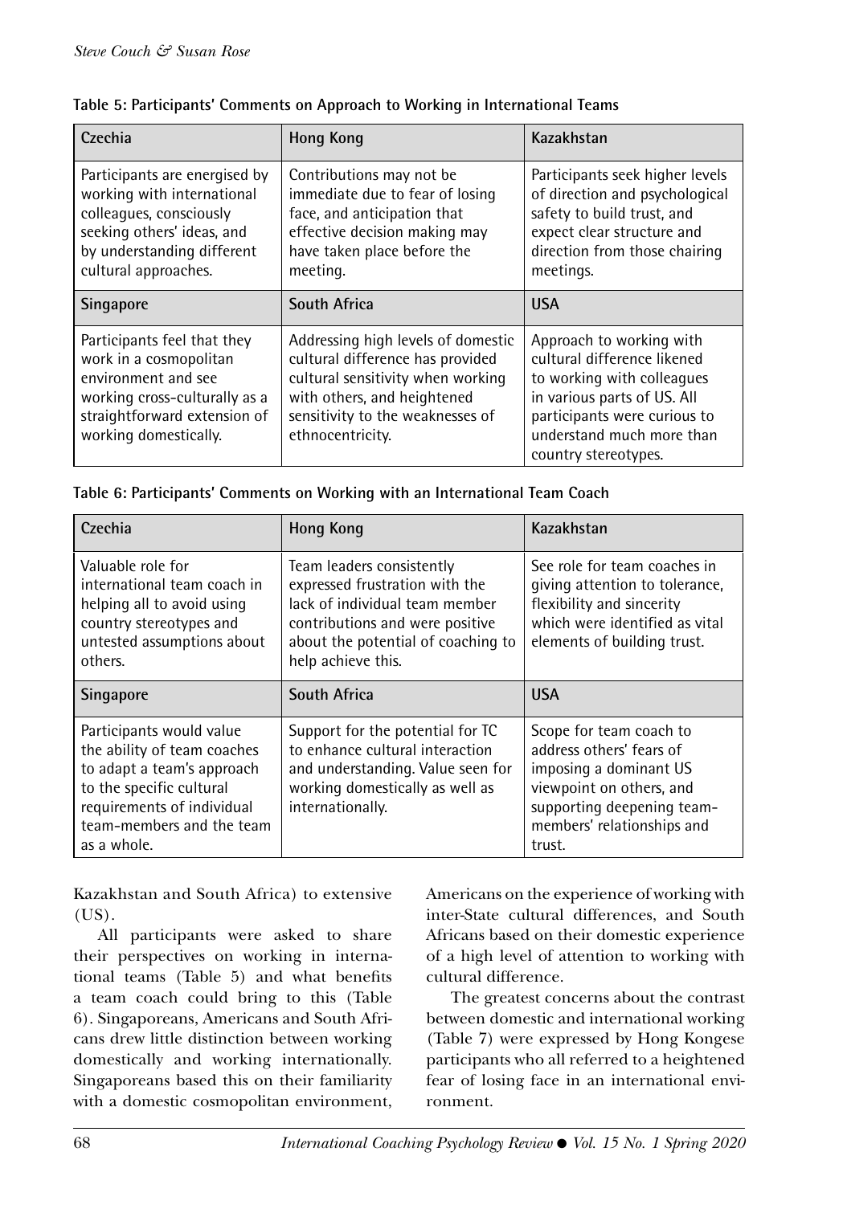**Table 5: Participants' Comments on Approach to Working in International Teams**

| Czechia | Hong Kong | Kazakhstan |
|---|---|---|
| Participants are energised by working with international colleagues, consciously seeking others' ideas, and by understanding different cultural approaches. | Contributions may not be immediate due to fear of losing face, and anticipation that effective decision making may have taken place before the meeting. | Participants seek higher levels of direction and psychological safety to build trust, and expect clear structure and direction from those chairing meetings. |
| **Singapore** | **South Africa** | **USA** |
| Participants feel that they work in a cosmopolitan environment and see working cross-culturally as a straightforward extension of working domestically. | Addressing high levels of domestic cultural difference has provided cultural sensitivity when working with others, and heightened sensitivity to the weaknesses of ethnocentricity. | Approach to working with cultural difference likened to working with colleagues in various parts of US. All participants were curious to understand much more than country stereotypes. |

**Table 6: Participants' Comments on Working with an International Team Coach**

| Czechia | Hong Kong | Kazakhstan |
|---|---|---|
| Valuable role for international team coach in helping all to avoid using country stereotypes and untested assumptions about others. | Team leaders consistently expressed frustration with the lack of individual team member contributions and were positive about the potential of coaching to help achieve this. | See role for team coaches in giving attention to tolerance, flexibility and sincerity which were identified as vital elements of building trust. |
| **Singapore** | **South Africa** | **USA** |
| Participants would value the ability of team coaches to adapt a team's approach to the specific cultural requirements of individual team-members and the team as a whole. | Support for the potential for TC to enhance cultural interaction and understanding. Value seen for working domestically as well as internationally. | Scope for team coach to address others' fears of imposing a dominant US viewpoint on others, and supporting deepening team-members' relationships and trust. |

Kazakhstan and South Africa) to extensive (US).

All participants were asked to share their perspectives on working in international teams (Table 5) and what benefits a team coach could bring to this (Table 6). Singaporeans, Americans and South Africans drew little distinction between working domestically and working internationally. Singaporeans based this on their familiarity with a domestic cosmopolitan environment, Americans on the experience of working with inter-State cultural differences, and South Africans based on their domestic experience of a high level of attention to working with cultural difference.

The greatest concerns about the contrast between domestic and international working (Table 7) were expressed by Hong Kongese participants who all referred to a heightened fear of losing face in an international environment.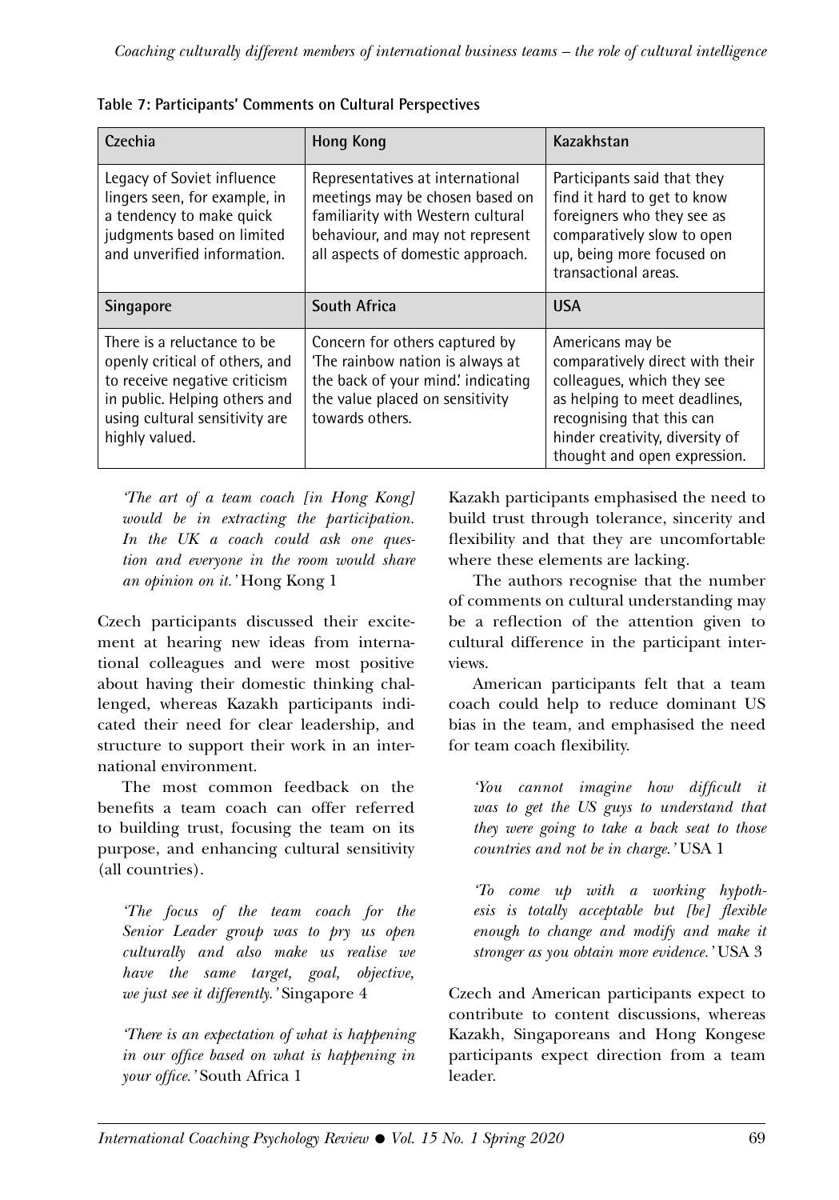**Table 7: Participants' Comments on Cultural Perspectives**

| Czechia | Hong Kong | Kazakhstan |
|---|---|---|
| Legacy of Soviet influence lingers seen, for example, in a tendency to make quick judgments based on limited and unverified information. | Representatives at international meetings may be chosen based on familiarity with Western cultural behaviour, and may not represent all aspects of domestic approach. | Participants said that they find it hard to get to know foreigners who they see as comparatively slow to open up, being more focused on transactional areas. |
| **Singapore** | **South Africa** | **USA** |
| There is a reluctance to be openly critical of others, and to receive negative criticism in public. Helping others and using cultural sensitivity are highly valued. | Concern for others captured by 'The rainbow nation is always at the back of your mind.' indicating the value placed on sensitivity towards others. | Americans may be comparatively direct with their colleagues, which they see as helping to meet deadlines, recognising that this can hinder creativity, diversity of thought and open expression. |

> *'The art of a team coach [in Hong Kong] would be in extracting the participation. In the UK a coach could ask one question and everyone in the room would share an opinion on it.'* Hong Kong 1

Czech participants discussed their excitement at hearing new ideas from international colleagues and were most positive about having their domestic thinking challenged, whereas Kazakh participants indicated their need for clear leadership, and structure to support their work in an international environment.

The most common feedback on the benefits a team coach can offer referred to building trust, focusing the team on its purpose, and enhancing cultural sensitivity (all countries).

> *'The focus of the team coach for the Senior Leader group was to pry us open culturally and also make us realise we have the same target, goal, objective, we just see it differently.'* Singapore 4

> *'There is an expectation of what is happening in our office based on what is happening in your office.'* South Africa 1

Kazakh participants emphasised the need to build trust through tolerance, sincerity and flexibility and that they are uncomfortable where these elements are lacking.

The authors recognise that the number of comments on cultural understanding may be a reflection of the attention given to cultural difference in the participant interviews.

American participants felt that a team coach could help to reduce dominant US bias in the team, and emphasised the need for team coach flexibility.

> *'You cannot imagine how difficult it was to get the US guys to understand that they were going to take a back seat to those countries and not be in charge.'* USA 1

> *'To come up with a working hypothesis is totally acceptable but [be] flexible enough to change and modify and make it stronger as you obtain more evidence.'* USA 3

Czech and American participants expect to contribute to content discussions, whereas Kazakh, Singaporeans and Hong Kongese participants expect direction from a team leader.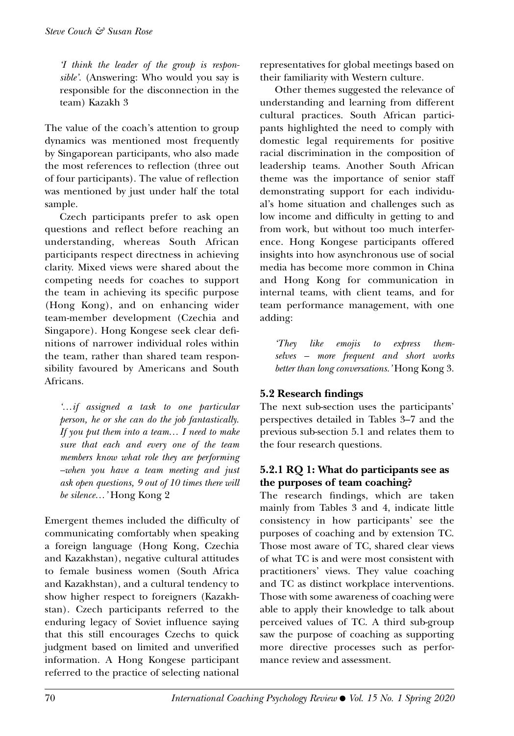*'I think the leader of the group is responsible'.* (Answering: Who would you say is responsible for the disconnection in the team) Kazakh 3

The value of the coach's attention to group dynamics was mentioned most frequently by Singaporean participants, who also made the most references to reflection (three out of four participants). The value of reflection was mentioned by just under half the total sample.

Czech participants prefer to ask open questions and reflect before reaching an understanding, whereas South African participants respect directness in achieving clarity. Mixed views were shared about the competing needs for coaches to support the team in achieving its specific purpose (Hong Kong), and on enhancing wider team-member development (Czechia and Singapore). Hong Kongese seek clear definitions of narrower individual roles within the team, rather than shared team responsibility favoured by Americans and South Africans.

*'…if assigned a task to one particular person, he or she can do the job fantastically. If you put them into a team… I need to make sure that each and every one of the team members know what role they are performing –when you have a team meeting and just ask open questions, 9 out of 10 times there will be silence…'* Hong Kong 2

Emergent themes included the difficulty of communicating comfortably when speaking a foreign language (Hong Kong, Czechia and Kazakhstan), negative cultural attitudes to female business women (South Africa and Kazakhstan), and a cultural tendency to show higher respect to foreigners (Kazakhstan). Czech participants referred to the enduring legacy of Soviet influence saying that this still encourages Czechs to quick judgment based on limited and unverified information. A Hong Kongese participant referred to the practice of selecting national representatives for global meetings based on their familiarity with Western culture.

Other themes suggested the relevance of understanding and learning from different cultural practices. South African participants highlighted the need to comply with domestic legal requirements for positive racial discrimination in the composition of leadership teams. Another South African theme was the importance of senior staff demonstrating support for each individual's home situation and challenges such as low income and difficulty in getting to and from work, but without too much interference. Hong Kongese participants offered insights into how asynchronous use of social media has become more common in China and Hong Kong for communication in internal teams, with client teams, and for team performance management, with one adding:

*'They like emojis to express themselves – more frequent and short works better than long conversations.'* Hong Kong 3.

### 5.2 Research findings

The next sub-section uses the participants' perspectives detailed in Tables 3–7 and the previous sub-section 5.1 and relates them to the four research questions.

#### 5.2.1 RQ 1: What do participants see as the purposes of team coaching?

The research findings, which are taken mainly from Tables 3 and 4, indicate little consistency in how participants' see the purposes of coaching and by extension TC. Those most aware of TC, shared clear views of what TC is and were most consistent with practitioners' views. They value coaching and TC as distinct workplace interventions. Those with some awareness of coaching were able to apply their knowledge to talk about perceived values of TC. A third sub-group saw the purpose of coaching as supporting more directive processes such as performance review and assessment.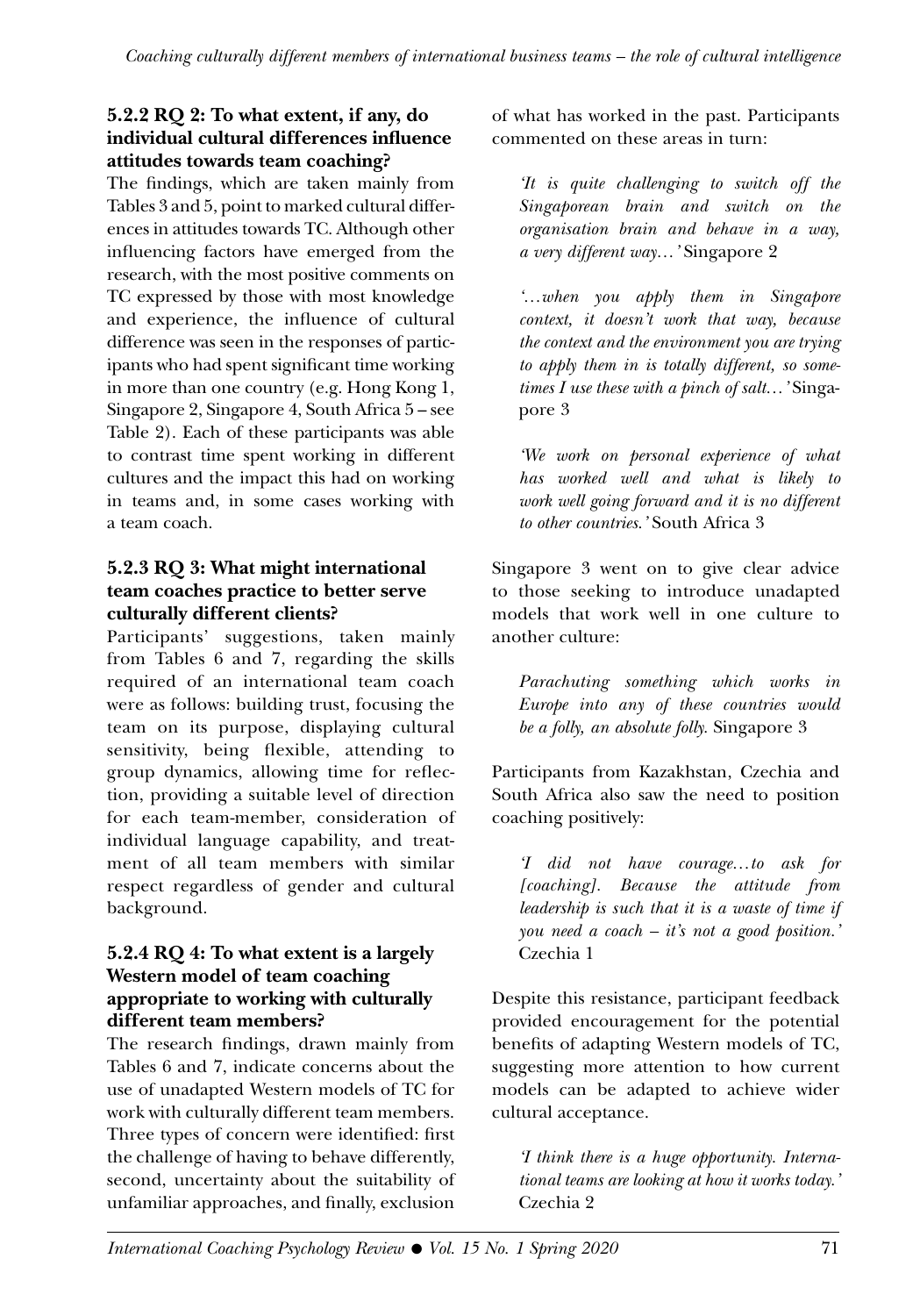### 5.2.2 RQ 2: To what extent, if any, do individual cultural differences influence attitudes towards team coaching?

The findings, which are taken mainly from Tables 3 and 5, point to marked cultural differences in attitudes towards TC. Although other influencing factors have emerged from the research, with the most positive comments on TC expressed by those with most knowledge and experience, the influence of cultural difference was seen in the responses of participants who had spent significant time working in more than one country (e.g. Hong Kong 1, Singapore 2, Singapore 4, South Africa 5 – see Table 2). Each of these participants was able to contrast time spent working in different cultures and the impact this had on working in teams and, in some cases working with a team coach.

### 5.2.3 RQ 3: What might international team coaches practice to better serve culturally different clients?

Participants' suggestions, taken mainly from Tables 6 and 7, regarding the skills required of an international team coach were as follows: building trust, focusing the team on its purpose, displaying cultural sensitivity, being flexible, attending to group dynamics, allowing time for reflection, providing a suitable level of direction for each team-member, consideration of individual language capability, and treatment of all team members with similar respect regardless of gender and cultural background.

### 5.2.4 RQ 4: To what extent is a largely Western model of team coaching appropriate to working with culturally different team members?

The research findings, drawn mainly from Tables 6 and 7, indicate concerns about the use of unadapted Western models of TC for work with culturally different team members. Three types of concern were identified: first the challenge of having to behave differently, second, uncertainty about the suitability of unfamiliar approaches, and finally, exclusion of what has worked in the past. Participants commented on these areas in turn:

> *'It is quite challenging to switch off the Singaporean brain and switch on the organisation brain and behave in a way, a very different way…'* Singapore 2

> *'…when you apply them in Singapore context, it doesn't work that way, because the context and the environment you are trying to apply them in is totally different, so sometimes I use these with a pinch of salt…'* Singapore 3

> *'We work on personal experience of what has worked well and what is likely to work well going forward and it is no different to other countries.'* South Africa 3

Singapore 3 went on to give clear advice to those seeking to introduce unadapted models that work well in one culture to another culture:

> *Parachuting something which works in Europe into any of these countries would be a folly, an absolute folly.* Singapore 3

Participants from Kazakhstan, Czechia and South Africa also saw the need to position coaching positively:

> *'I did not have courage…to ask for [coaching]. Because the attitude from leadership is such that it is a waste of time if you need a coach – it's not a good position.'* Czechia 1

Despite this resistance, participant feedback provided encouragement for the potential benefits of adapting Western models of TC, suggesting more attention to how current models can be adapted to achieve wider cultural acceptance.

> *'I think there is a huge opportunity. International teams are looking at how it works today.'* Czechia 2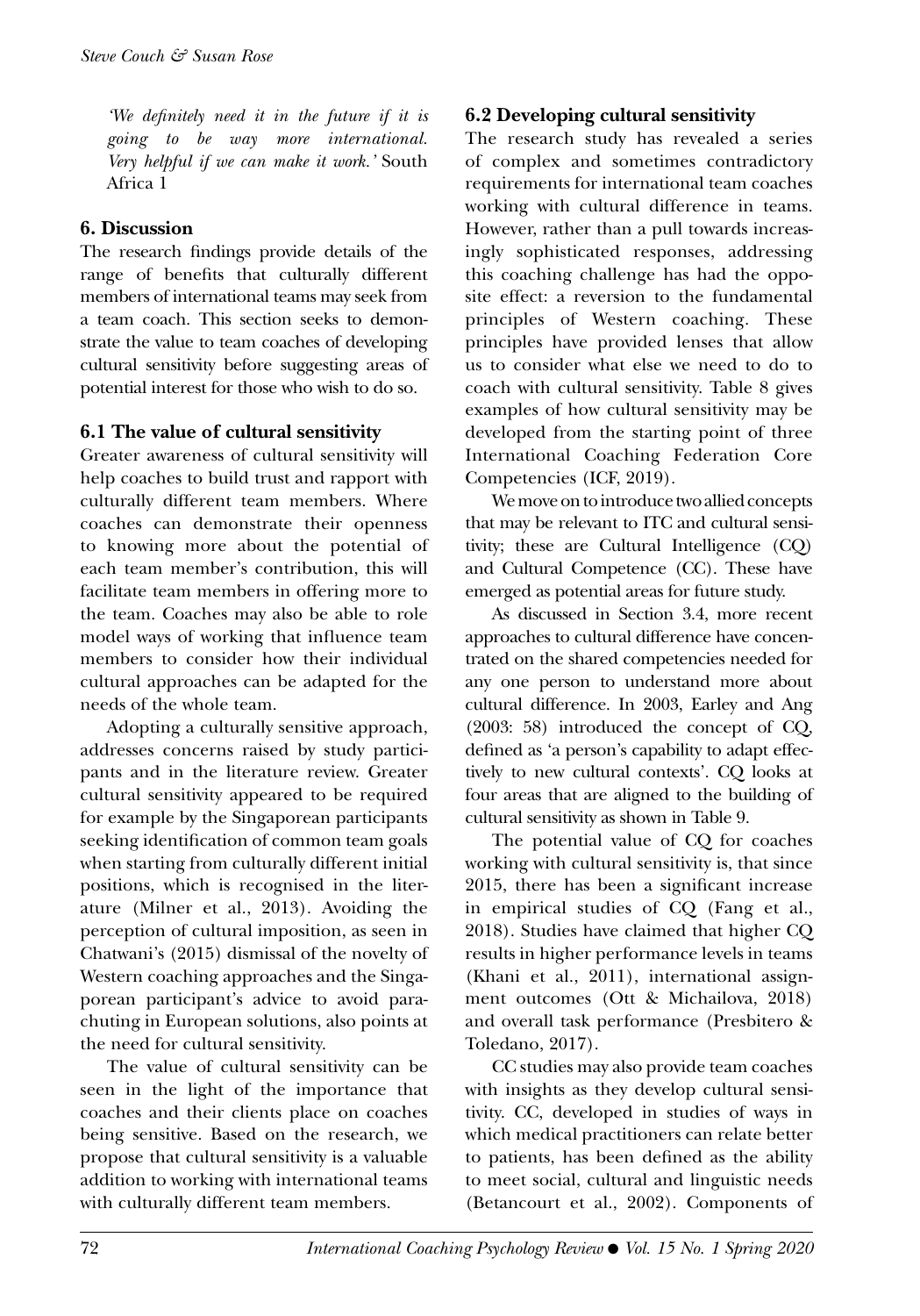*'We definitely need it in the future if it is going to be way more international. Very helpful if we can make it work.'* South Africa 1

## 6. Discussion

The research findings provide details of the range of benefits that culturally different members of international teams may seek from a team coach. This section seeks to demonstrate the value to team coaches of developing cultural sensitivity before suggesting areas of potential interest for those who wish to do so.

### 6.1 The value of cultural sensitivity

Greater awareness of cultural sensitivity will help coaches to build trust and rapport with culturally different team members. Where coaches can demonstrate their openness to knowing more about the potential of each team member's contribution, this will facilitate team members in offering more to the team. Coaches may also be able to role model ways of working that influence team members to consider how their individual cultural approaches can be adapted for the needs of the whole team.

Adopting a culturally sensitive approach, addresses concerns raised by study participants and in the literature review. Greater cultural sensitivity appeared to be required for example by the Singaporean participants seeking identification of common team goals when starting from culturally different initial positions, which is recognised in the literature (Milner et al., 2013). Avoiding the perception of cultural imposition, as seen in Chatwani's (2015) dismissal of the novelty of Western coaching approaches and the Singaporean participant's advice to avoid parachuting in European solutions, also points at the need for cultural sensitivity.

The value of cultural sensitivity can be seen in the light of the importance that coaches and their clients place on coaches being sensitive. Based on the research, we propose that cultural sensitivity is a valuable addition to working with international teams with culturally different team members.

### 6.2 Developing cultural sensitivity

The research study has revealed a series of complex and sometimes contradictory requirements for international team coaches working with cultural difference in teams. However, rather than a pull towards increasingly sophisticated responses, addressing this coaching challenge has had the opposite effect: a reversion to the fundamental principles of Western coaching. These principles have provided lenses that allow us to consider what else we need to do to coach with cultural sensitivity. Table 8 gives examples of how cultural sensitivity may be developed from the starting point of three International Coaching Federation Core Competencies (ICF, 2019).

We move on to introduce two allied concepts that may be relevant to ITC and cultural sensitivity; these are Cultural Intelligence (CQ) and Cultural Competence (CC). These have emerged as potential areas for future study.

As discussed in Section 3.4, more recent approaches to cultural difference have concentrated on the shared competencies needed for any one person to understand more about cultural difference. In 2003, Earley and Ang (2003: 58) introduced the concept of CQ, defined as 'a person's capability to adapt effectively to new cultural contexts'. CQ looks at four areas that are aligned to the building of cultural sensitivity as shown in Table 9.

The potential value of CQ for coaches working with cultural sensitivity is, that since 2015, there has been a significant increase in empirical studies of CQ (Fang et al., 2018). Studies have claimed that higher CQ results in higher performance levels in teams (Khani et al., 2011), international assignment outcomes (Ott & Michailova, 2018) and overall task performance (Presbitero & Toledano, 2017).

CC studies may also provide team coaches with insights as they develop cultural sensitivity. CC, developed in studies of ways in which medical practitioners can relate better to patients, has been defined as the ability to meet social, cultural and linguistic needs (Betancourt et al., 2002). Components of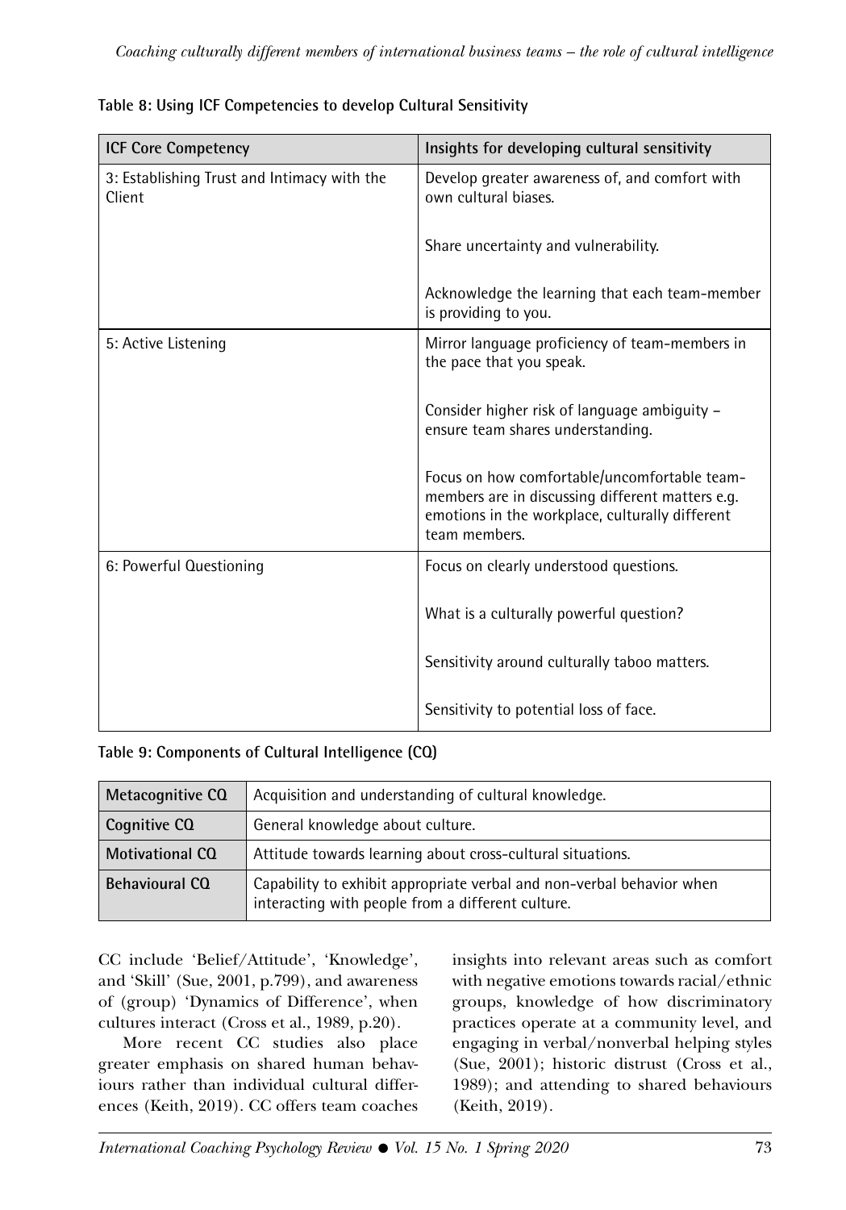**Table 8: Using ICF Competencies to develop Cultural Sensitivity**

| ICF Core Competency | Insights for developing cultural sensitivity |
|---|---|
| 3: Establishing Trust and Intimacy with the Client | Develop greater awareness of, and comfort with own cultural biases. |
| | Share uncertainty and vulnerability. |
| | Acknowledge the learning that each team-member is providing to you. |
| 5: Active Listening | Mirror language proficiency of team-members in the pace that you speak. |
| | Consider higher risk of language ambiguity – ensure team shares understanding. |
| | Focus on how comfortable/uncomfortable team-members are in discussing different matters e.g. emotions in the workplace, culturally different team members. |
| 6: Powerful Questioning | Focus on clearly understood questions. |
| | What is a culturally powerful question? |
| | Sensitivity around culturally taboo matters. |
| | Sensitivity to potential loss of face. |

**Table 9: Components of Cultural Intelligence (CQ)**

| | |
|---|---|
| **Metacognitive CQ** | Acquisition and understanding of cultural knowledge. |
| **Cognitive CQ** | General knowledge about culture. |
| **Motivational CQ** | Attitude towards learning about cross-cultural situations. |
| **Behavioural CQ** | Capability to exhibit appropriate verbal and non-verbal behavior when interacting with people from a different culture. |

CC include 'Belief/Attitude', 'Knowledge', and 'Skill' (Sue, 2001, p.799), and awareness of (group) 'Dynamics of Difference', when cultures interact (Cross et al., 1989, p.20).

More recent CC studies also place greater emphasis on shared human behaviours rather than individual cultural differences (Keith, 2019). CC offers team coaches insights into relevant areas such as comfort with negative emotions towards racial/ethnic groups, knowledge of how discriminatory practices operate at a community level, and engaging in verbal/nonverbal helping styles (Sue, 2001); historic distrust (Cross et al., 1989); and attending to shared behaviours (Keith, 2019).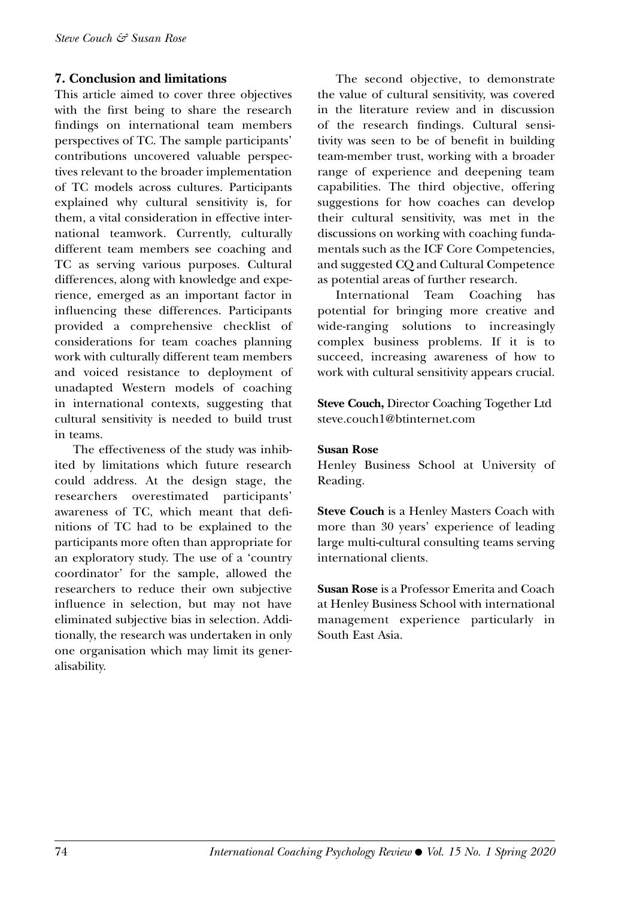## 7. Conclusion and limitations

This article aimed to cover three objectives with the first being to share the research findings on international team members perspectives of TC. The sample participants' contributions uncovered valuable perspectives relevant to the broader implementation of TC models across cultures. Participants explained why cultural sensitivity is, for them, a vital consideration in effective international teamwork. Currently, culturally different team members see coaching and TC as serving various purposes. Cultural differences, along with knowledge and experience, emerged as an important factor in influencing these differences. Participants provided a comprehensive checklist of considerations for team coaches planning work with culturally different team members and voiced resistance to deployment of unadapted Western models of coaching in international contexts, suggesting that cultural sensitivity is needed to build trust in teams.

The effectiveness of the study was inhibited by limitations which future research could address. At the design stage, the researchers overestimated participants' awareness of TC, which meant that definitions of TC had to be explained to the participants more often than appropriate for an exploratory study. The use of a 'country coordinator' for the sample, allowed the researchers to reduce their own subjective influence in selection, but may not have eliminated subjective bias in selection. Additionally, the research was undertaken in only one organisation which may limit its generalisability.

The second objective, to demonstrate the value of cultural sensitivity, was covered in the literature review and in discussion of the research findings. Cultural sensitivity was seen to be of benefit in building team-member trust, working with a broader range of experience and deepening team capabilities. The third objective, offering suggestions for how coaches can develop their cultural sensitivity, was met in the discussions on working with coaching fundamentals such as the ICF Core Competencies, and suggested CQ and Cultural Competence as potential areas of further research.

International Team Coaching has potential for bringing more creative and wide-ranging solutions to increasingly complex business problems. If it is to succeed, increasing awareness of how to work with cultural sensitivity appears crucial.

**Steve Couch,** Director Coaching Together Ltd
steve.couch1@btinternet.com

**Susan Rose**
Henley Business School at University of Reading.

**Steve Couch** is a Henley Masters Coach with more than 30 years' experience of leading large multi-cultural consulting teams serving international clients.

**Susan Rose** is a Professor Emerita and Coach at Henley Business School with international management experience particularly in South East Asia.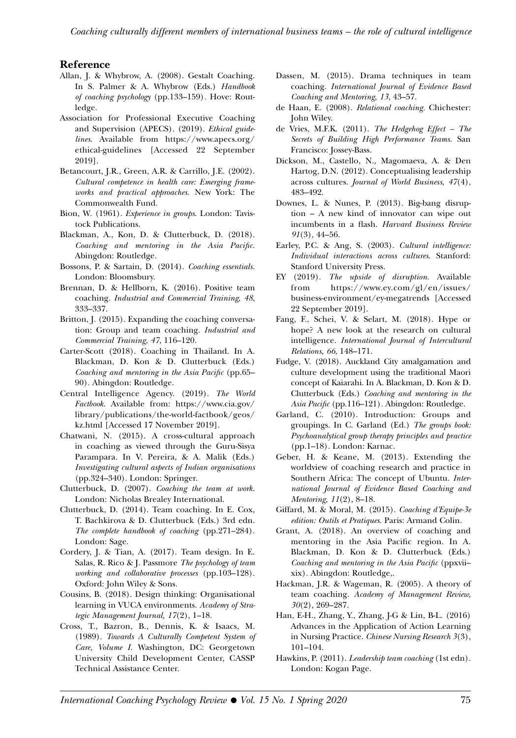## Reference

Allan, J. & Whybrow, A. (2008). Gestalt Coaching. In S. Palmer & A. Whybrow (Eds.) *Handbook of coaching psychology* (pp.133–159). Hove: Routledge.

Association for Professional Executive Coaching and Supervision (APECS). (2019). *Ethical guidelines*. Available from https://www.apecs.org/ethical-guidelines [Accessed 22 September 2019].

Betancourt, J.R., Green, A.R. & Carrillo, J.E. (2002). *Cultural competence in health care: Emerging frameworks and practical approaches*. New York: The Commonwealth Fund.

Bion, W. (1961). *Experience in groups*. London: Tavistock Publications.

Blackman, A., Kon, D. & Clutterbuck, D. (2018). *Coaching and mentoring in the Asia Pacific*. Abingdon: Routledge.

Bossons, P. & Sartain, D. (2014). *Coaching essentials*. London: Bloomsbury.

Brennan, D. & Hellborn, K. (2016). Positive team coaching. *Industrial and Commercial Training, 48*, 333–337.

Britton, J. (2015). Expanding the coaching conversation: Group and team coaching. *Industrial and Commercial Training, 47*, 116–120.

Carter-Scott (2018). Coaching in Thailand. In A. Blackman, D. Kon & D. Clutterbuck (Eds.) *Coaching and mentoring in the Asia Pacific* (pp.65–90). Abingdon: Routledge.

Central Intelligence Agency. (2019). *The World Factbook*. Available from: https://www.cia.gov/library/publications/the-world-factbook/geos/kz.html [Accessed 17 November 2019].

Chatwani, N. (2015). A cross-cultural approach in coaching as viewed through the Guru-Sisya Parampara. In V. Pereira, & A. Malik (Eds.) *Investigating cultural aspects of Indian organisations* (pp.324–340). London: Springer.

Clutterbuck, D. (2007). *Coaching the team at work*. London: Nicholas Brealey International.

Clutterbuck, D. (2014). Team coaching. In E. Cox, T. Bachkirova & D. Clutterbuck (Eds.) 3rd edn. *The complete handbook of coaching* (pp.271–284). London: Sage.

Cordery, J. & Tian, A. (2017). Team design. In E. Salas, R. Rico & J. Passmore *The psychology of team working and collaborative processes* (pp.103–128). Oxford: John Wiley & Sons.

Cousins, B. (2018). Design thinking: Organisational learning in VUCA environments. *Academy of Strategic Management Journal, 17*(2), 1–18.

Cross, T., Bazron, B., Dennis, K. & Isaacs, M. (1989). *Towards A Culturally Competent System of Care, Volume I*. Washington, DC: Georgetown University Child Development Center, CASSP Technical Assistance Center.

Dassen, M. (2015). Drama techniques in team coaching. *International Journal of Evidence Based Coaching and Mentoring, 13*, 43–57.

de Haan, E. (2008). *Relational coaching*. Chichester: John Wiley.

de Vries, M.F.K. (2011). *The Hedgehog Effect – The Secrets of Building High Performance Teams*. San Francisco: Jossey-Bass.

Dickson, M., Castello, N., Magomaeva, A. & Den Hartog, D.N. (2012). Conceptualising leadership across cultures. *Journal of World Business, 47*(4), 483–492.

Downes, L. & Nunes, P. (2013). Big-bang disruption – A new kind of innovator can wipe out incumbents in a flash. *Harvard Business Review 91*(3), 44–56.

Earley, P.C. & Ang, S. (2003). *Cultural intelligence: Individual interactions across cultures*. Stanford: Stanford University Press.

EY (2019). *The upside of disruption*. Available from https://www.ey.com/gl/en/issues/business-environment/ey-megatrends [Accessed 22 September 2019].

Fang, F., Schei, V. & Selart, M. (2018). Hype or hope? A new look at the research on cultural intelligence. *International Journal of Intercultural Relations, 66*, 148–171.

Fudge, V. (2018). Auckland City amalgamation and culture development using the traditional Maori concept of Kaiarahi. In A. Blackman, D. Kon & D. Clutterbuck (Eds.) *Coaching and mentoring in the Asia Pacific* (pp.116–121). Abingdon: Routledge.

Garland, C. (2010). Introduction: Groups and groupings. In C. Garland (Ed.) *The groups book: Psychoanalytical group therapy principles and practice* (pp.1–18). London: Karnac.

Geber, H. & Keane, M. (2013). Extending the worldview of coaching research and practice in Southern Africa: The concept of Ubuntu. *International Journal of Evidence Based Coaching and Mentoring, 11*(2), 8–18.

Giffard, M. & Moral, M. (2015). *Coaching d'Equipe-3e edition: Outils et Pratiques*. Paris: Armand Colin.

Grant, A. (2018). An overview of coaching and mentoring in the Asia Pacific region. In A. Blackman, D. Kon & D. Clutterbuck (Eds.) *Coaching and mentoring in the Asia Pacific* (ppxvii–xix). Abingdon: Routledge,.

Hackman, J.R. & Wageman, R. (2005). A theory of team coaching. *Academy of Management Review, 30*(2), 269–287.

Han, E-H., Zhang, Y., Zhang, J-G & Lin, B-L. (2016) Advances in the Application of Action Learning in Nursing Practice. *Chinese Nursing Research 3*(3), 101–104.

Hawkins, P. (2011). *Leadership team coaching* (1st edn). London: Kogan Page.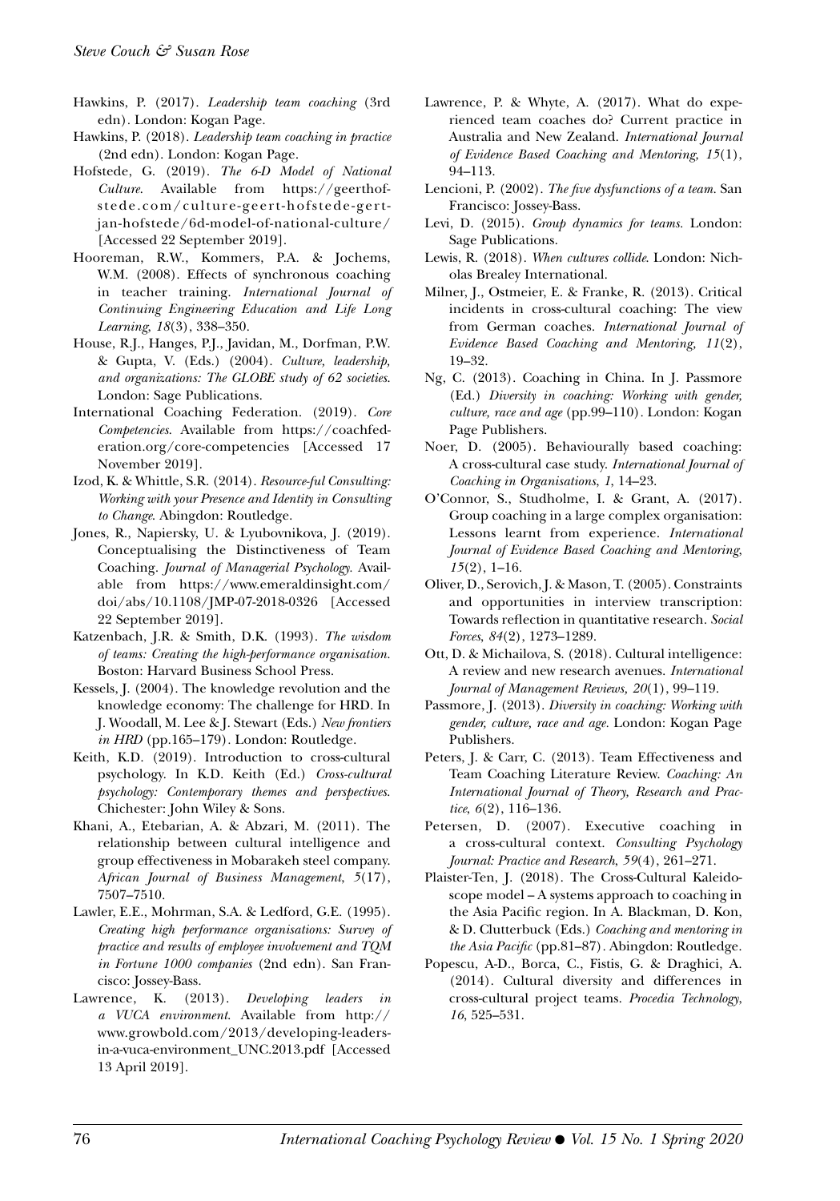Hawkins, P. (2017). *Leadership team coaching* (3rd edn). London: Kogan Page.

Hawkins, P. (2018). *Leadership team coaching in practice* (2nd edn). London: Kogan Page.

Hofstede, G. (2019). *The 6-D Model of National Culture*. Available from https://geerthofstede.com/culture-geert-hofstede-gert-jan-hofstede/6d-model-of-national-culture/ [Accessed 22 September 2019].

Hooreman, R.W., Kommers, P.A. & Jochems, W.M. (2008). Effects of synchronous coaching in teacher training. *International Journal of Continuing Engineering Education and Life Long Learning*, *18*(3), 338–350.

House, R.J., Hanges, P.J., Javidan, M., Dorfman, P.W. & Gupta, V. (Eds.) (2004). *Culture, leadership, and organizations: The GLOBE study of 62 societies*. London: Sage Publications.

International Coaching Federation. (2019). *Core Competencies*. Available from https://coachfederation.org/core-competencies [Accessed 17 November 2019].

Izod, K. & Whittle, S.R. (2014). *Resource-ful Consulting: Working with your Presence and Identity in Consulting to Change*. Abingdon: Routledge.

Jones, R., Napiersky, U. & Lyubovnikova, J. (2019). Conceptualising the Distinctiveness of Team Coaching. *Journal of Managerial Psychology*. Available from https://www.emeraldinsight.com/doi/abs/10.1108/JMP-07-2018-0326 [Accessed 22 September 2019].

Katzenbach, J.R. & Smith, D.K. (1993). *The wisdom of teams: Creating the high-performance organisation*. Boston: Harvard Business School Press.

Kessels, J. (2004). The knowledge revolution and the knowledge economy: The challenge for HRD. In J. Woodall, M. Lee & J. Stewart (Eds.) *New frontiers in HRD* (pp.165–179). London: Routledge.

Keith, K.D. (2019). Introduction to cross-cultural psychology. In K.D. Keith (Ed.) *Cross-cultural psychology: Contemporary themes and perspectives*. Chichester: John Wiley & Sons.

Khani, A., Etebarian, A. & Abzari, M. (2011). The relationship between cultural intelligence and group effectiveness in Mobarakeh steel company. *African Journal of Business Management*, *5*(17), 7507–7510.

Lawler, E.E., Mohrman, S.A. & Ledford, G.E. (1995). *Creating high performance organisations: Survey of practice and results of employee involvement and TQM in Fortune 1000 companies* (2nd edn). San Francisco: Jossey-Bass.

Lawrence, K. (2013). *Developing leaders in a VUCA environment*. Available from http://www.growbold.com/2013/developing-leaders-in-a-vuca-environment_UNC.2013.pdf [Accessed 13 April 2019].

Lawrence, P. & Whyte, A. (2017). What do experienced team coaches do? Current practice in Australia and New Zealand. *International Journal of Evidence Based Coaching and Mentoring, 15*(1), 94–113.

Lencioni, P. (2002). *The five dysfunctions of a team*. San Francisco: Jossey-Bass.

Levi, D. (2015). *Group dynamics for teams*. London: Sage Publications.

Lewis, R. (2018). *When cultures collide*. London: Nicholas Brealey International.

Milner, J., Ostmeier, E. & Franke, R. (2013). Critical incidents in cross-cultural coaching: The view from German coaches. *International Journal of Evidence Based Coaching and Mentoring, 11*(2), 19–32.

Ng, C. (2013). Coaching in China. In J. Passmore (Ed.) *Diversity in coaching: Working with gender, culture, race and age* (pp.99–110). London: Kogan Page Publishers.

Noer, D. (2005). Behaviourally based coaching: A cross-cultural case study. *International Journal of Coaching in Organisations*, *1*, 14–23.

O'Connor, S., Studholme, I. & Grant, A. (2017). Group coaching in a large complex organisation: Lessons learnt from experience. *International Journal of Evidence Based Coaching and Mentoring, 15*(2), 1–16.

Oliver, D., Serovich, J. & Mason, T. (2005). Constraints and opportunities in interview transcription: Towards reflection in quantitative research. *Social Forces*, *84*(2), 1273–1289.

Ott, D. & Michailova, S. (2018). Cultural intelligence: A review and new research avenues. *International Journal of Management Reviews, 20*(1), 99–119.

Passmore, J. (2013). *Diversity in coaching: Working with gender, culture, race and age*. London: Kogan Page Publishers.

Peters, J. & Carr, C. (2013). Team Effectiveness and Team Coaching Literature Review. *Coaching: An International Journal of Theory, Research and Practice*, *6*(2), 116–136.

Petersen, D. (2007). Executive coaching in a cross-cultural context. *Consulting Psychology Journal: Practice and Research*, *59*(4), 261–271.

Plaister-Ten, J. (2018). The Cross-Cultural Kaleidoscope model – A systems approach to coaching in the Asia Pacific region. In A. Blackman, D. Kon, & D. Clutterbuck (Eds.) *Coaching and mentoring in the Asia Pacific* (pp.81–87). Abingdon: Routledge.

Popescu, A-D., Borca, C., Fistis, G. & Draghici, A. (2014). Cultural diversity and differences in cross-cultural project teams. *Procedia Technology*, *16*, 525–531.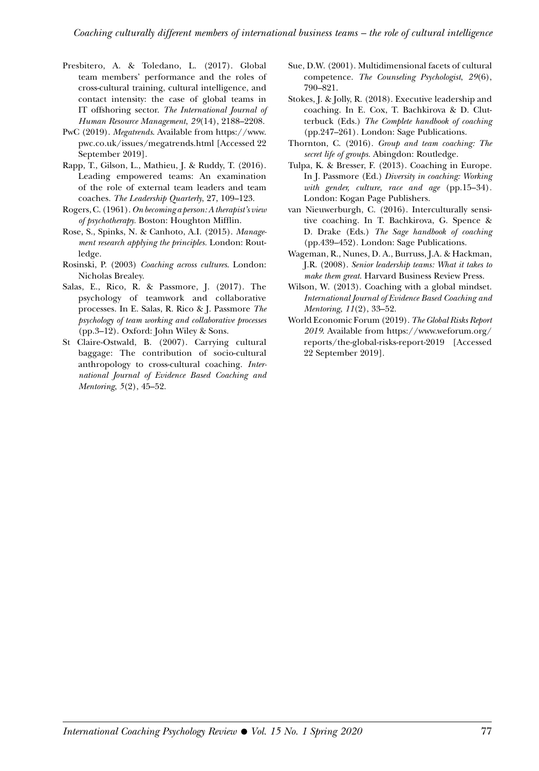Presbitero, A. & Toledano, L. (2017). Global team members' performance and the roles of cross-cultural training, cultural intelligence, and contact intensity: the case of global teams in IT offshoring sector. *The International Journal of Human Resource Management, 29*(14), 2188–2208.

PwC (2019). *Megatrends*. Available from https://www.pwc.co.uk/issues/megatrends.html [Accessed 22 September 2019].

Rapp, T., Gilson, L., Mathieu, J. & Ruddy, T. (2016). Leading empowered teams: An examination of the role of external team leaders and team coaches. *The Leadership Quarterly*, 27, 109–123.

Rogers, C. (1961). *On becoming a person: A therapist's view of psychotherapy*. Boston: Houghton Mifflin.

Rose, S., Spinks, N. & Canhoto, A.I. (2015). *Management research applying the principles*. London: Routledge.

Rosinski, P. (2003) *Coaching across cultures*. London: Nicholas Brealey.

Salas, E., Rico, R. & Passmore, J. (2017). The psychology of teamwork and collaborative processes. In E. Salas, R. Rico & J. Passmore *The psychology of team working and collaborative processes* (pp.3–12). Oxford: John Wiley & Sons.

St Claire-Ostwald, B. (2007). Carrying cultural baggage: The contribution of socio-cultural anthropology to cross-cultural coaching. *International Journal of Evidence Based Coaching and Mentoring, 5*(2), 45–52.

Sue, D.W. (2001). Multidimensional facets of cultural competence. *The Counseling Psychologist, 29*(6), 790–821.

Stokes, J. & Jolly, R. (2018). Executive leadership and coaching. In E. Cox, T. Bachkirova & D. Clutterbuck (Eds.) *The Complete handbook of coaching* (pp.247–261). London: Sage Publications.

Thornton, C. (2016). *Group and team coaching: The secret life of groups*. Abingdon: Routledge.

Tulpa, K. & Bresser, F. (2013). Coaching in Europe. In J. Passmore (Ed.) *Diversity in coaching: Working with gender, culture, race and age* (pp.15–34). London: Kogan Page Publishers.

van Nieuwerburgh, C. (2016). Interculturally sensitive coaching. In T. Bachkirova, G. Spence & D. Drake (Eds.) *The Sage handbook of coaching* (pp.439–452). London: Sage Publications.

Wageman, R., Nunes, D. A., Burruss, J.A. & Hackman, J.R. (2008). *Senior leadership teams: What it takes to make them great*. Harvard Business Review Press.

Wilson, W. (2013). Coaching with a global mindset. *International Journal of Evidence Based Coaching and Mentoring, 11*(2), 33–52.

World Economic Forum (2019). *The Global Risks Report 2019*. Available from https://www.weforum.org/reports/the-global-risks-report-2019 [Accessed 22 September 2019].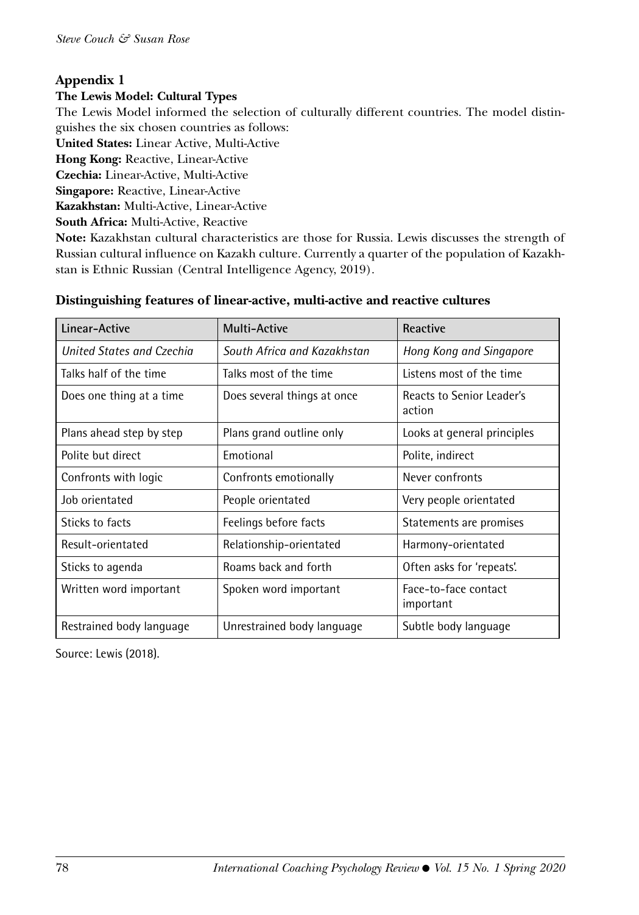## Appendix 1

**The Lewis Model: Cultural Types**

The Lewis Model informed the selection of culturally different countries. The model distinguishes the six chosen countries as follows:

**United States:** Linear Active, Multi-Active
**Hong Kong:** Reactive, Linear-Active
**Czechia:** Linear-Active, Multi-Active
**Singapore:** Reactive, Linear-Active
**Kazakhstan:** Multi-Active, Linear-Active
**South Africa:** Multi-Active, Reactive

**Note:** Kazakhstan cultural characteristics are those for Russia. Lewis discusses the strength of Russian cultural influence on Kazakh culture. Currently a quarter of the population of Kazakhstan is Ethnic Russian (Central Intelligence Agency, 2019).

**Distinguishing features of linear-active, multi-active and reactive cultures**

| Linear-Active | Multi-Active | Reactive |
|---|---|---|
| *United States and Czechia* | *South Africa and Kazakhstan* | *Hong Kong and Singapore* |
| Talks half of the time | Talks most of the time | Listens most of the time |
| Does one thing at a time | Does several things at once | Reacts to Senior Leader's action |
| Plans ahead step by step | Plans grand outline only | Looks at general principles |
| Polite but direct | Emotional | Polite, indirect |
| Confronts with logic | Confronts emotionally | Never confronts |
| Job orientated | People orientated | Very people orientated |
| Sticks to facts | Feelings before facts | Statements are promises |
| Result-orientated | Relationship-orientated | Harmony-orientated |
| Sticks to agenda | Roams back and forth | Often asks for 'repeats'. |
| Written word important | Spoken word important | Face-to-face contact important |
| Restrained body language | Unrestrained body language | Subtle body language |

Source: Lewis (2018).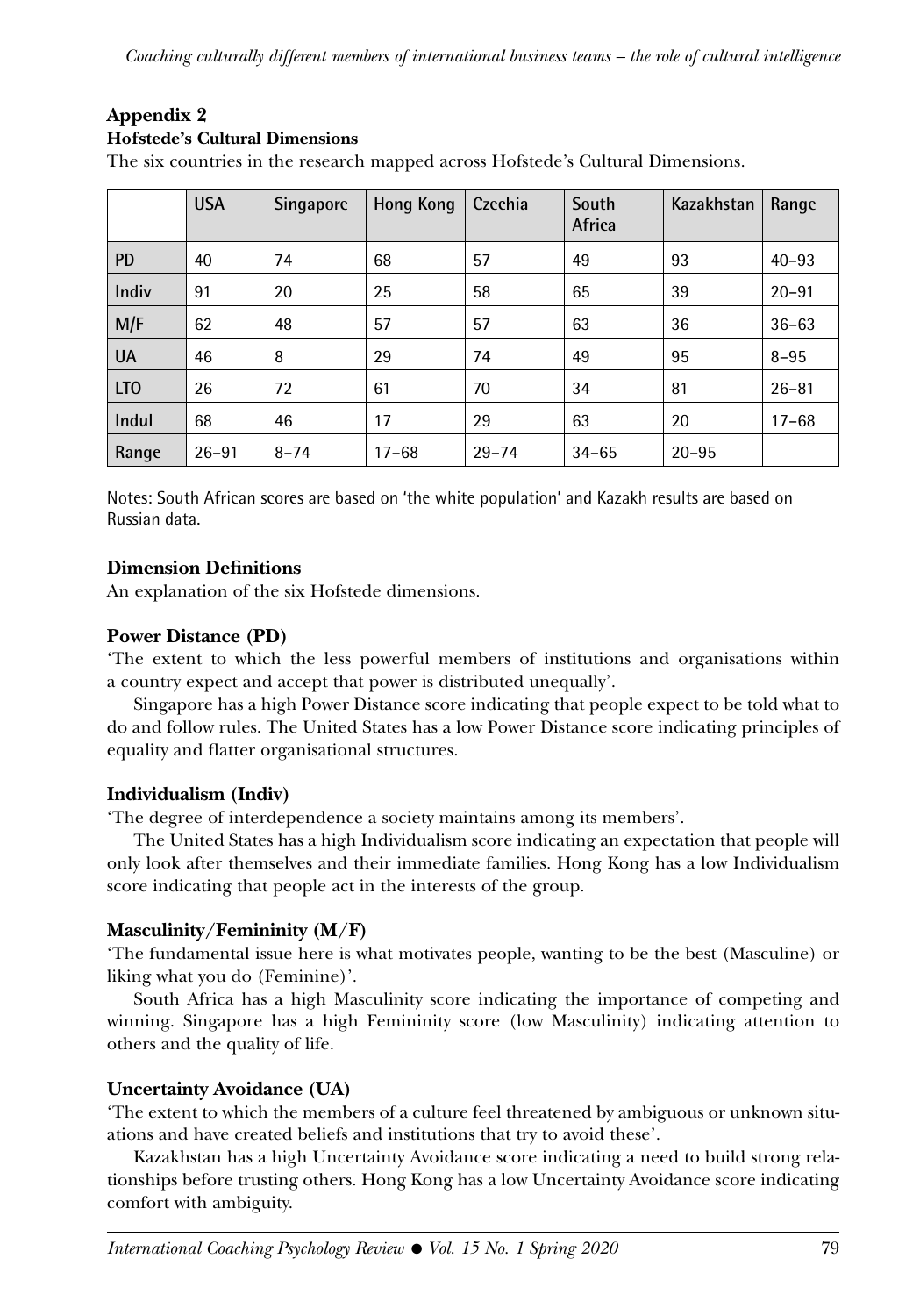## Appendix 2

### Hofstede's Cultural Dimensions

The six countries in the research mapped across Hofstede's Cultural Dimensions.

| | USA | Singapore | Hong Kong | Czechia | South Africa | Kazakhstan | Range |
|---|---|---|---|---|---|---|---|
| PD | 40 | 74 | 68 | 57 | 49 | 93 | 40–93 |
| Indiv | 91 | 20 | 25 | 58 | 65 | 39 | 20–91 |
| M/F | 62 | 48 | 57 | 57 | 63 | 36 | 36–63 |
| UA | 46 | 8 | 29 | 74 | 49 | 95 | 8–95 |
| LTO | 26 | 72 | 61 | 70 | 34 | 81 | 26–81 |
| Indul | 68 | 46 | 17 | 29 | 63 | 20 | 17–68 |
| Range | 26–91 | 8–74 | 17–68 | 29–74 | 34–65 | 20–95 | |

Notes: South African scores are based on 'the white population' and Kazakh results are based on Russian data.

### Dimension Definitions

An explanation of the six Hofstede dimensions.

### Power Distance (PD)

'The extent to which the less powerful members of institutions and organisations within a country expect and accept that power is distributed unequally'.

Singapore has a high Power Distance score indicating that people expect to be told what to do and follow rules. The United States has a low Power Distance score indicating principles of equality and flatter organisational structures.

### Individualism (Indiv)

'The degree of interdependence a society maintains among its members'.

The United States has a high Individualism score indicating an expectation that people will only look after themselves and their immediate families. Hong Kong has a low Individualism score indicating that people act in the interests of the group.

### Masculinity/Femininity (M/F)

'The fundamental issue here is what motivates people, wanting to be the best (Masculine) or liking what you do (Feminine)'.

South Africa has a high Masculinity score indicating the importance of competing and winning. Singapore has a high Femininity score (low Masculinity) indicating attention to others and the quality of life.

### Uncertainty Avoidance (UA)

'The extent to which the members of a culture feel threatened by ambiguous or unknown situations and have created beliefs and institutions that try to avoid these'.

Kazakhstan has a high Uncertainty Avoidance score indicating a need to build strong relationships before trusting others. Hong Kong has a low Uncertainty Avoidance score indicating comfort with ambiguity.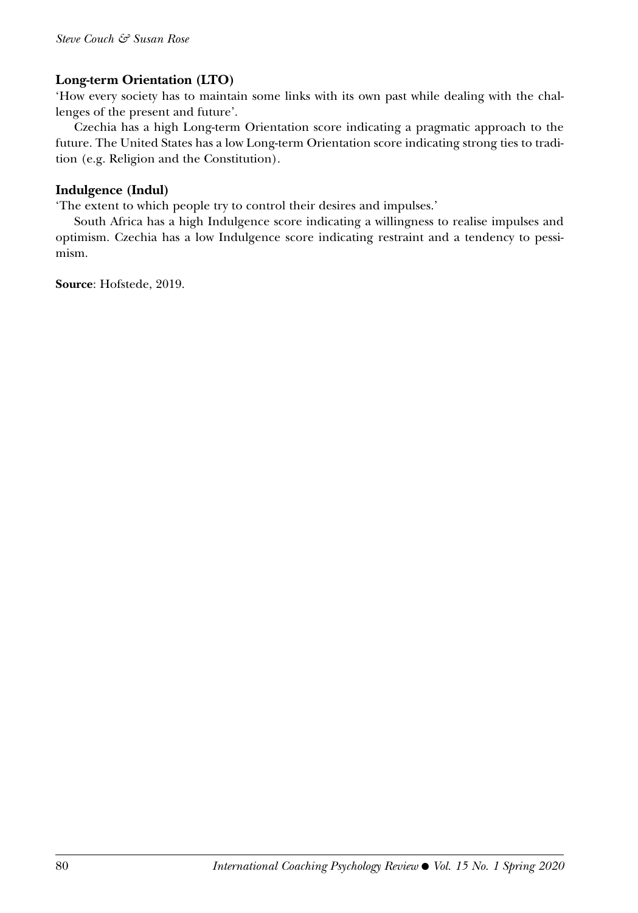**Long-term Orientation (LTO)**

'How every society has to maintain some links with its own past while dealing with the challenges of the present and future'.

Czechia has a high Long-term Orientation score indicating a pragmatic approach to the future. The United States has a low Long-term Orientation score indicating strong ties to tradition (e.g. Religion and the Constitution).

**Indulgence (Indul)**

'The extent to which people try to control their desires and impulses.'

South Africa has a high Indulgence score indicating a willingness to realise impulses and optimism. Czechia has a low Indulgence score indicating restraint and a tendency to pessimism.

**Source**: Hofstede, 2019.